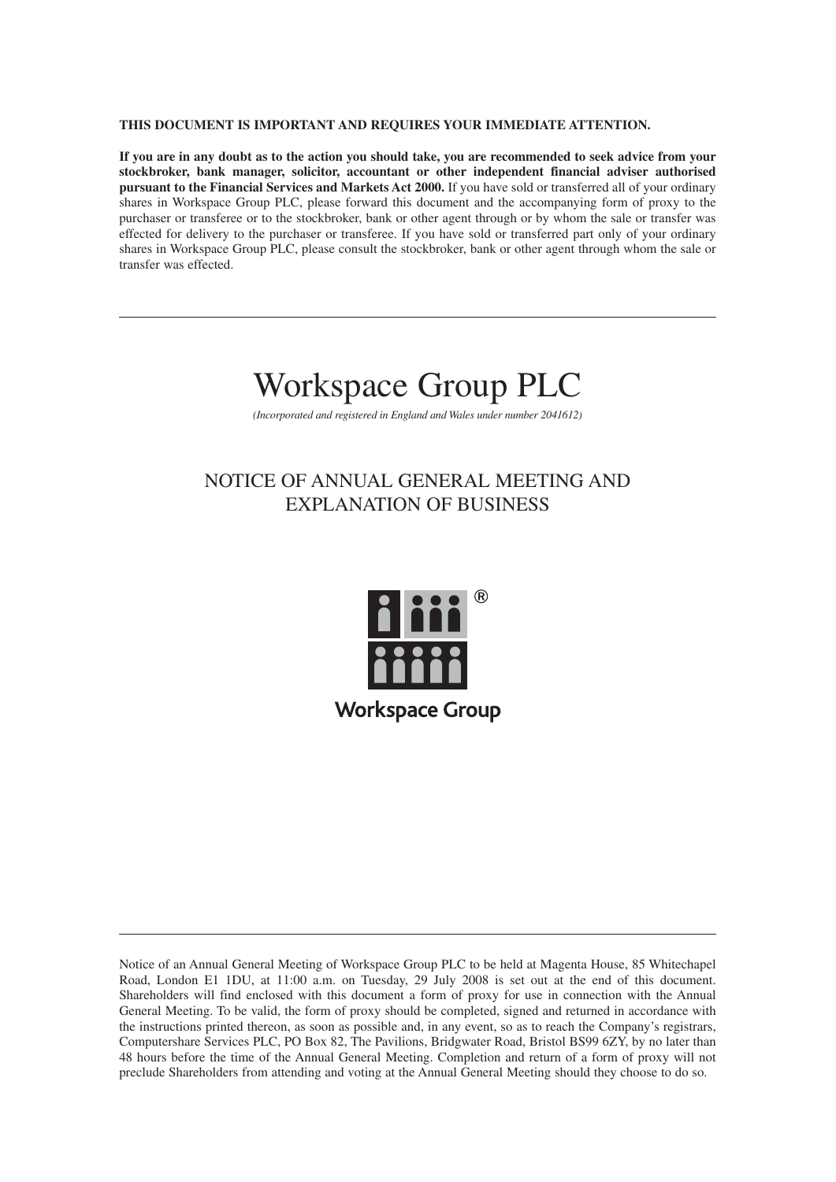**THIS DOCUMENT IS IMPORTANT AND REQUIRES YOUR IMMEDIATE ATTENTION.**

**If you are in any doubt as to the action you should take, you are recommended to seek advice from your stockbroker, bank manager, solicitor, accountant or other independent financial adviser authorised pursuant to the Financial Services and Markets Act 2000.** If you have sold or transferred all of your ordinary shares in Workspace Group PLC, please forward this document and the accompanying form of proxy to the purchaser or transferee or to the stockbroker, bank or other agent through or by whom the sale or transfer was effected for delivery to the purchaser or transferee. If you have sold or transferred part only of your ordinary shares in Workspace Group PLC, please consult the stockbroker, bank or other agent through whom the sale or transfer was effected.

---

# Workspace Group PLC

*(Incorporated and registered in England and Wales under number 2041612)*

## NOTICE OF ANNUAL GENERAL MEETING AND EXPLANATION OF BUSINESS

Workspace Group

---

Notice of an Annual General Meeting of Workspace Group PLC to be held at Magenta House, 85 Whitechapel Road, London E1 1DU, at 11:00 a.m. on Tuesday, 29 July 2008 is set out at the end of this document. Shareholders will find enclosed with this document a form of proxy for use in connection with the Annual General Meeting. To be valid, the form of proxy should be completed, signed and returned in accordance with the instructions printed thereon, as soon as possible and, in any event, so as to reach the Company's registrars, Computershare Services PLC, PO Box 82, The Pavilions, Bridgwater Road, Bristol BS99 6ZY, by no later than 48 hours before the time of the Annual General Meeting. Completion and return of a form of proxy will not preclude Shareholders from attending and voting at the Annual General Meeting should they choose to do so.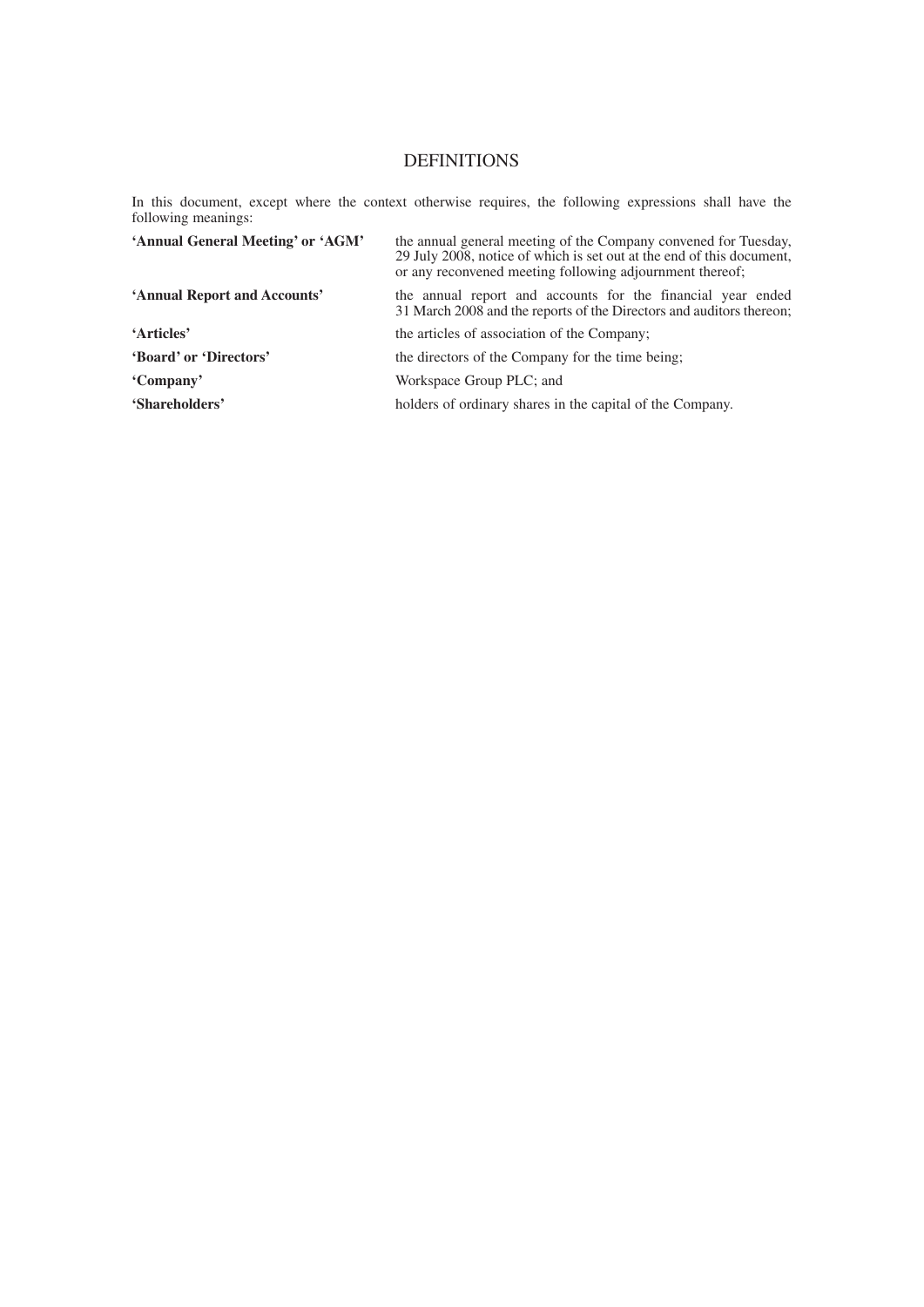# DEFINITIONS

In this document, except where the context otherwise requires, the following expressions shall have the following meanings:

| | |
|---|---|
| **'Annual General Meeting' or 'AGM'** | the annual general meeting of the Company convened for Tuesday, 29 July 2008, notice of which is set out at the end of this document, or any reconvened meeting following adjournment thereof; |
| **'Annual Report and Accounts'** | the annual report and accounts for the financial year ended 31 March 2008 and the reports of the Directors and auditors thereon; |
| **'Articles'** | the articles of association of the Company; |
| **'Board' or 'Directors'** | the directors of the Company for the time being; |
| **'Company'** | Workspace Group PLC; and |
| **'Shareholders'** | holders of ordinary shares in the capital of the Company. |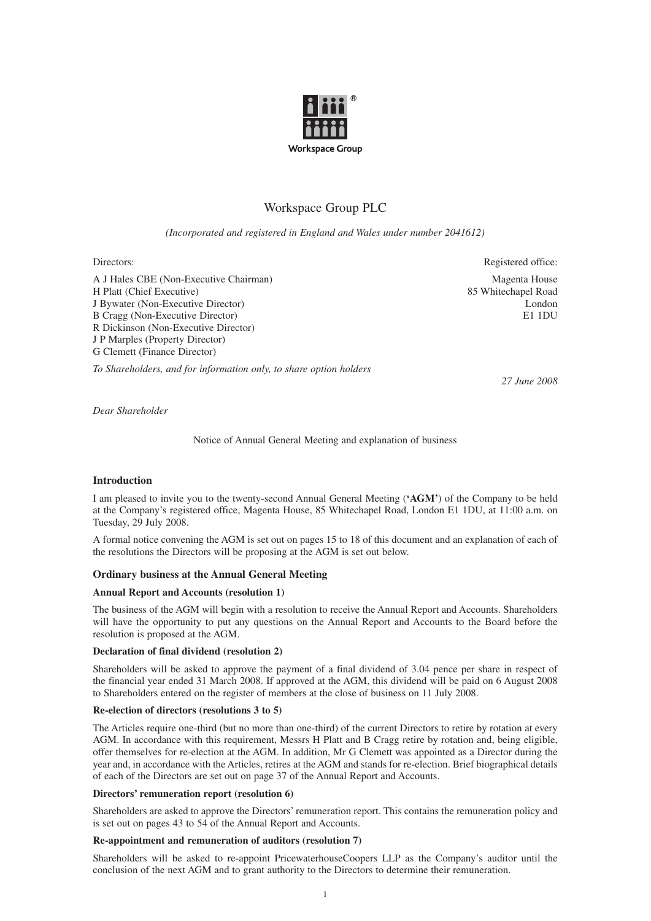Workspace Group

# Workspace Group PLC

*(Incorporated and registered in England and Wales under number 2041612)*

| Directors: | Registered office: |
|---|---|
| A J Hales CBE (Non-Executive Chairman) | Magenta House |
| H Platt (Chief Executive) | 85 Whitechapel Road |
| J Bywater (Non-Executive Director) | London |
| B Cragg (Non-Executive Director) | E1 1DU |
| R Dickinson (Non-Executive Director) | |
| J P Marples (Property Director) | |
| G Clemett (Finance Director) | |

*To Shareholders, and for information only, to share option holders*

*27 June 2008*

*Dear Shareholder*

Notice of Annual General Meeting and explanation of business

## Introduction

I am pleased to invite you to the twenty-second Annual General Meeting (**'AGM'**) of the Company to be held at the Company's registered office, Magenta House, 85 Whitechapel Road, London E1 1DU, at 11:00 a.m. on Tuesday, 29 July 2008.

A formal notice convening the AGM is set out on pages 15 to 18 of this document and an explanation of each of the resolutions the Directors will be proposing at the AGM is set out below.

## Ordinary business at the Annual General Meeting

### Annual Report and Accounts (resolution 1)

The business of the AGM will begin with a resolution to receive the Annual Report and Accounts. Shareholders will have the opportunity to put any questions on the Annual Report and Accounts to the Board before the resolution is proposed at the AGM.

### Declaration of final dividend (resolution 2)

Shareholders will be asked to approve the payment of a final dividend of 3.04 pence per share in respect of the financial year ended 31 March 2008. If approved at the AGM, this dividend will be paid on 6 August 2008 to Shareholders entered on the register of members at the close of business on 11 July 2008.

### Re-election of directors (resolutions 3 to 5)

The Articles require one-third (but no more than one-third) of the current Directors to retire by rotation at every AGM. In accordance with this requirement, Messrs H Platt and B Cragg retire by rotation and, being eligible, offer themselves for re-election at the AGM. In addition, Mr G Clemett was appointed as a Director during the year and, in accordance with the Articles, retires at the AGM and stands for re-election. Brief biographical details of each of the Directors are set out on page 37 of the Annual Report and Accounts.

### Directors' remuneration report (resolution 6)

Shareholders are asked to approve the Directors' remuneration report. This contains the remuneration policy and is set out on pages 43 to 54 of the Annual Report and Accounts.

### Re-appointment and remuneration of auditors (resolution 7)

Shareholders will be asked to re-appoint PricewaterhouseCoopers LLP as the Company's auditor until the conclusion of the next AGM and to grant authority to the Directors to determine their remuneration.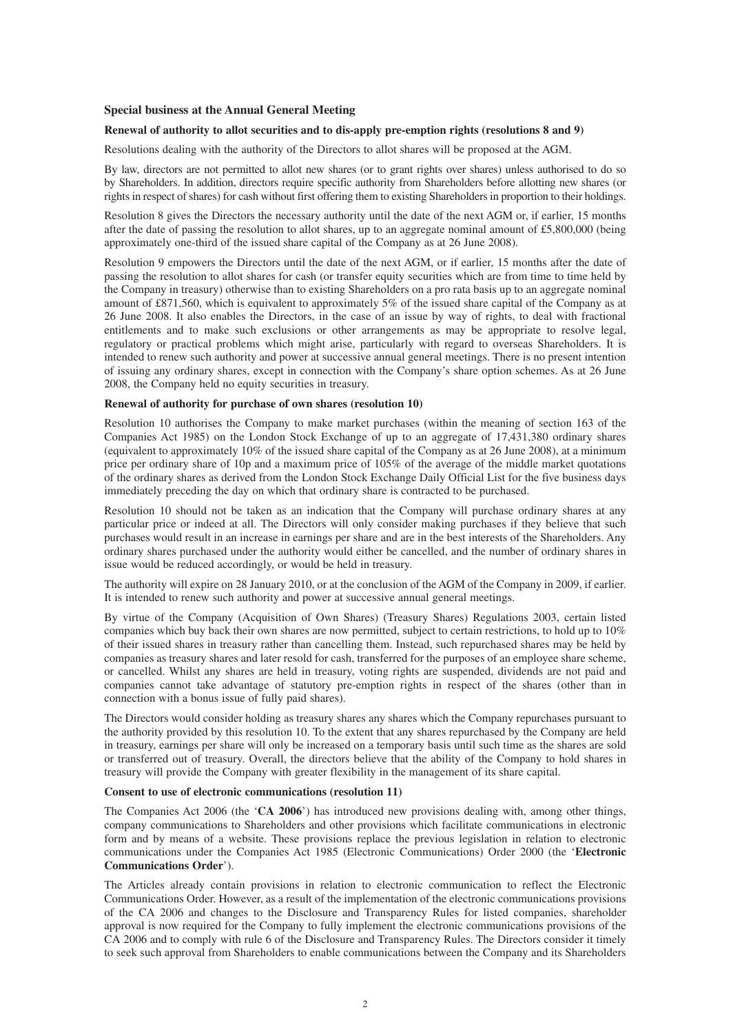**Special business at the Annual General Meeting**

**Renewal of authority to allot securities and to dis-apply pre-emption rights (resolutions 8 and 9)**

Resolutions dealing with the authority of the Directors to allot shares will be proposed at the AGM.

By law, directors are not permitted to allot new shares (or to grant rights over shares) unless authorised to do so by Shareholders. In addition, directors require specific authority from Shareholders before allotting new shares (or rights in respect of shares) for cash without first offering them to existing Shareholders in proportion to their holdings.

Resolution 8 gives the Directors the necessary authority until the date of the next AGM or, if earlier, 15 months after the date of passing the resolution to allot shares, up to an aggregate nominal amount of £5,800,000 (being approximately one-third of the issued share capital of the Company as at 26 June 2008).

Resolution 9 empowers the Directors until the date of the next AGM, or if earlier, 15 months after the date of passing the resolution to allot shares for cash (or transfer equity securities which are from time to time held by the Company in treasury) otherwise than to existing Shareholders on a pro rata basis up to an aggregate nominal amount of £871,560, which is equivalent to approximately 5% of the issued share capital of the Company as at 26 June 2008. It also enables the Directors, in the case of an issue by way of rights, to deal with fractional entitlements and to make such exclusions or other arrangements as may be appropriate to resolve legal, regulatory or practical problems which might arise, particularly with regard to overseas Shareholders. It is intended to renew such authority and power at successive annual general meetings. There is no present intention of issuing any ordinary shares, except in connection with the Company's share option schemes. As at 26 June 2008, the Company held no equity securities in treasury.

**Renewal of authority for purchase of own shares (resolution 10)**

Resolution 10 authorises the Company to make market purchases (within the meaning of section 163 of the Companies Act 1985) on the London Stock Exchange of up to an aggregate of 17,431,380 ordinary shares (equivalent to approximately 10% of the issued share capital of the Company as at 26 June 2008), at a minimum price per ordinary share of 10p and a maximum price of 105% of the average of the middle market quotations of the ordinary shares as derived from the London Stock Exchange Daily Official List for the five business days immediately preceding the day on which that ordinary share is contracted to be purchased.

Resolution 10 should not be taken as an indication that the Company will purchase ordinary shares at any particular price or indeed at all. The Directors will only consider making purchases if they believe that such purchases would result in an increase in earnings per share and are in the best interests of the Shareholders. Any ordinary shares purchased under the authority would either be cancelled, and the number of ordinary shares in issue would be reduced accordingly, or would be held in treasury.

The authority will expire on 28 January 2010, or at the conclusion of the AGM of the Company in 2009, if earlier. It is intended to renew such authority and power at successive annual general meetings.

By virtue of the Company (Acquisition of Own Shares) (Treasury Shares) Regulations 2003, certain listed companies which buy back their own shares are now permitted, subject to certain restrictions, to hold up to 10% of their issued shares in treasury rather than cancelling them. Instead, such repurchased shares may be held by companies as treasury shares and later resold for cash, transferred for the purposes of an employee share scheme, or cancelled. Whilst any shares are held in treasury, voting rights are suspended, dividends are not paid and companies cannot take advantage of statutory pre-emption rights in respect of the shares (other than in connection with a bonus issue of fully paid shares).

The Directors would consider holding as treasury shares any shares which the Company repurchases pursuant to the authority provided by this resolution 10. To the extent that any shares repurchased by the Company are held in treasury, earnings per share will only be increased on a temporary basis until such time as the shares are sold or transferred out of treasury. Overall, the directors believe that the ability of the Company to hold shares in treasury will provide the Company with greater flexibility in the management of its share capital.

**Consent to use of electronic communications (resolution 11)**

The Companies Act 2006 (the '**CA 2006**') has introduced new provisions dealing with, among other things, company communications to Shareholders and other provisions which facilitate communications in electronic form and by means of a website. These provisions replace the previous legislation in relation to electronic communications under the Companies Act 1985 (Electronic Communications) Order 2000 (the '**Electronic Communications Order**').

The Articles already contain provisions in relation to electronic communication to reflect the Electronic Communications Order. However, as a result of the implementation of the electronic communications provisions of the CA 2006 and changes to the Disclosure and Transparency Rules for listed companies, shareholder approval is now required for the Company to fully implement the electronic communications provisions of the CA 2006 and to comply with rule 6 of the Disclosure and Transparency Rules. The Directors consider it timely to seek such approval from Shareholders to enable communications between the Company and its Shareholders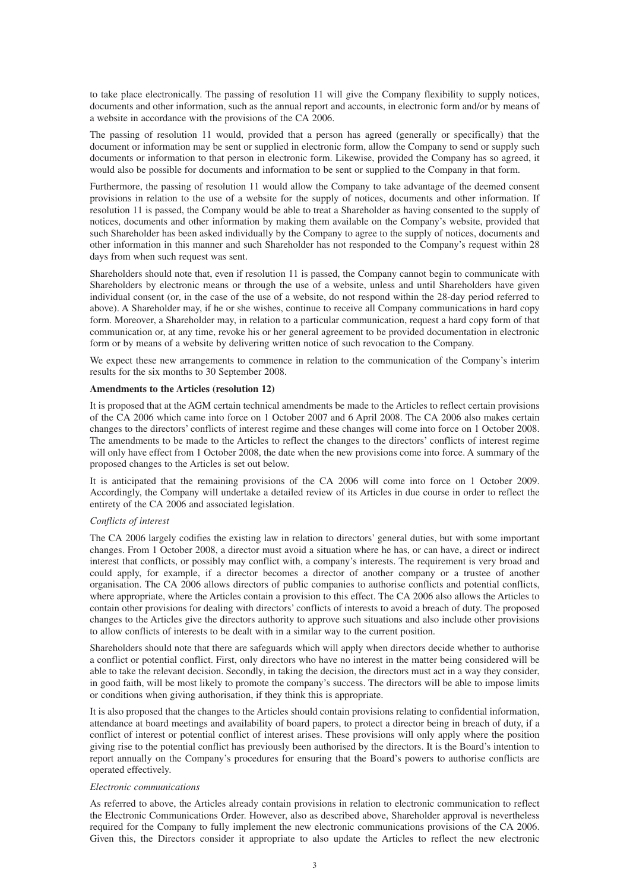to take place electronically. The passing of resolution 11 will give the Company flexibility to supply notices, documents and other information, such as the annual report and accounts, in electronic form and/or by means of a website in accordance with the provisions of the CA 2006.

The passing of resolution 11 would, provided that a person has agreed (generally or specifically) that the document or information may be sent or supplied in electronic form, allow the Company to send or supply such documents or information to that person in electronic form. Likewise, provided the Company has so agreed, it would also be possible for documents and information to be sent or supplied to the Company in that form.

Furthermore, the passing of resolution 11 would allow the Company to take advantage of the deemed consent provisions in relation to the use of a website for the supply of notices, documents and other information. If resolution 11 is passed, the Company would be able to treat a Shareholder as having consented to the supply of notices, documents and other information by making them available on the Company's website, provided that such Shareholder has been asked individually by the Company to agree to the supply of notices, documents and other information in this manner and such Shareholder has not responded to the Company's request within 28 days from when such request was sent.

Shareholders should note that, even if resolution 11 is passed, the Company cannot begin to communicate with Shareholders by electronic means or through the use of a website, unless and until Shareholders have given individual consent (or, in the case of the use of a website, do not respond within the 28-day period referred to above). A Shareholder may, if he or she wishes, continue to receive all Company communications in hard copy form. Moreover, a Shareholder may, in relation to a particular communication, request a hard copy form of that communication or, at any time, revoke his or her general agreement to be provided documentation in electronic form or by means of a website by delivering written notice of such revocation to the Company.

We expect these new arrangements to commence in relation to the communication of the Company's interim results for the six months to 30 September 2008.

**Amendments to the Articles (resolution 12)**

It is proposed that at the AGM certain technical amendments be made to the Articles to reflect certain provisions of the CA 2006 which came into force on 1 October 2007 and 6 April 2008. The CA 2006 also makes certain changes to the directors' conflicts of interest regime and these changes will come into force on 1 October 2008. The amendments to be made to the Articles to reflect the changes to the directors' conflicts of interest regime will only have effect from 1 October 2008, the date when the new provisions come into force. A summary of the proposed changes to the Articles is set out below.

It is anticipated that the remaining provisions of the CA 2006 will come into force on 1 October 2009. Accordingly, the Company will undertake a detailed review of its Articles in due course in order to reflect the entirety of the CA 2006 and associated legislation.

*Conflicts of interest*

The CA 2006 largely codifies the existing law in relation to directors' general duties, but with some important changes. From 1 October 2008, a director must avoid a situation where he has, or can have, a direct or indirect interest that conflicts, or possibly may conflict with, a company's interests. The requirement is very broad and could apply, for example, if a director becomes a director of another company or a trustee of another organisation. The CA 2006 allows directors of public companies to authorise conflicts and potential conflicts, where appropriate, where the Articles contain a provision to this effect. The CA 2006 also allows the Articles to contain other provisions for dealing with directors' conflicts of interests to avoid a breach of duty. The proposed changes to the Articles give the directors authority to approve such situations and also include other provisions to allow conflicts of interests to be dealt with in a similar way to the current position.

Shareholders should note that there are safeguards which will apply when directors decide whether to authorise a conflict or potential conflict. First, only directors who have no interest in the matter being considered will be able to take the relevant decision. Secondly, in taking the decision, the directors must act in a way they consider, in good faith, will be most likely to promote the company's success. The directors will be able to impose limits or conditions when giving authorisation, if they think this is appropriate.

It is also proposed that the changes to the Articles should contain provisions relating to confidential information, attendance at board meetings and availability of board papers, to protect a director being in breach of duty, if a conflict of interest or potential conflict of interest arises. These provisions will only apply where the position giving rise to the potential conflict has previously been authorised by the directors. It is the Board's intention to report annually on the Company's procedures for ensuring that the Board's powers to authorise conflicts are operated effectively.

*Electronic communications*

As referred to above, the Articles already contain provisions in relation to electronic communication to reflect the Electronic Communications Order. However, also as described above, Shareholder approval is nevertheless required for the Company to fully implement the new electronic communications provisions of the CA 2006. Given this, the Directors consider it appropriate to also update the Articles to reflect the new electronic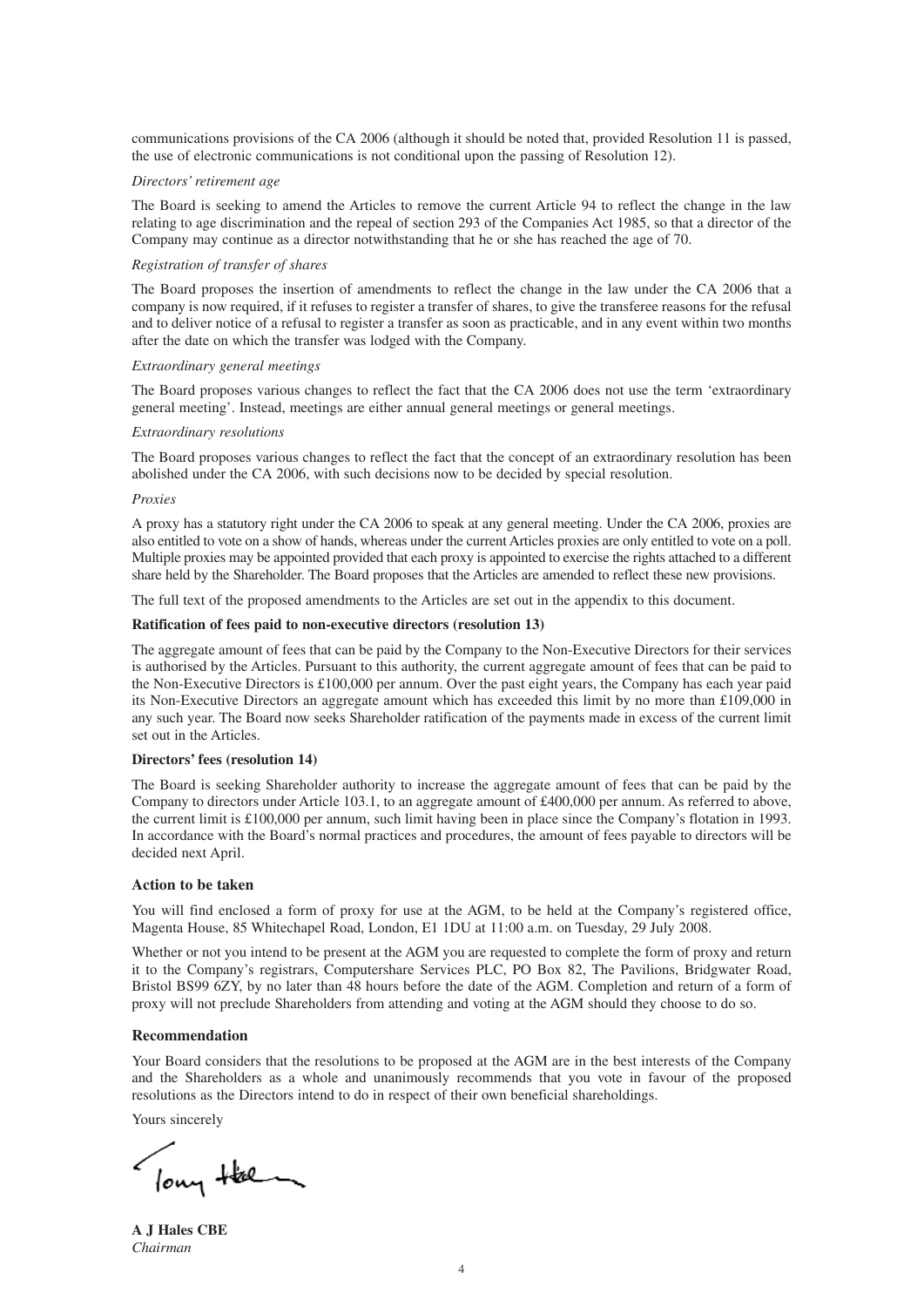communications provisions of the CA 2006 (although it should be noted that, provided Resolution 11 is passed, the use of electronic communications is not conditional upon the passing of Resolution 12).

*Directors' retirement age*

The Board is seeking to amend the Articles to remove the current Article 94 to reflect the change in the law relating to age discrimination and the repeal of section 293 of the Companies Act 1985, so that a director of the Company may continue as a director notwithstanding that he or she has reached the age of 70.

*Registration of transfer of shares*

The Board proposes the insertion of amendments to reflect the change in the law under the CA 2006 that a company is now required, if it refuses to register a transfer of shares, to give the transferee reasons for the refusal and to deliver notice of a refusal to register a transfer as soon as practicable, and in any event within two months after the date on which the transfer was lodged with the Company.

*Extraordinary general meetings*

The Board proposes various changes to reflect the fact that the CA 2006 does not use the term 'extraordinary general meeting'. Instead, meetings are either annual general meetings or general meetings.

*Extraordinary resolutions*

The Board proposes various changes to reflect the fact that the concept of an extraordinary resolution has been abolished under the CA 2006, with such decisions now to be decided by special resolution.

*Proxies*

A proxy has a statutory right under the CA 2006 to speak at any general meeting. Under the CA 2006, proxies are also entitled to vote on a show of hands, whereas under the current Articles proxies are only entitled to vote on a poll. Multiple proxies may be appointed provided that each proxy is appointed to exercise the rights attached to a different share held by the Shareholder. The Board proposes that the Articles are amended to reflect these new provisions.

The full text of the proposed amendments to the Articles are set out in the appendix to this document.

**Ratification of fees paid to non-executive directors (resolution 13)**

The aggregate amount of fees that can be paid by the Company to the Non-Executive Directors for their services is authorised by the Articles. Pursuant to this authority, the current aggregate amount of fees that can be paid to the Non-Executive Directors is £100,000 per annum. Over the past eight years, the Company has each year paid its Non-Executive Directors an aggregate amount which has exceeded this limit by no more than £109,000 in any such year. The Board now seeks Shareholder ratification of the payments made in excess of the current limit set out in the Articles.

**Directors' fees (resolution 14)**

The Board is seeking Shareholder authority to increase the aggregate amount of fees that can be paid by the Company to directors under Article 103.1, to an aggregate amount of £400,000 per annum. As referred to above, the current limit is £100,000 per annum, such limit having been in place since the Company's flotation in 1993. In accordance with the Board's normal practices and procedures, the amount of fees payable to directors will be decided next April.

## Action to be taken

You will find enclosed a form of proxy for use at the AGM, to be held at the Company's registered office, Magenta House, 85 Whitechapel Road, London, E1 1DU at 11:00 a.m. on Tuesday, 29 July 2008.

Whether or not you intend to be present at the AGM you are requested to complete the form of proxy and return it to the Company's registrars, Computershare Services PLC, PO Box 82, The Pavilions, Bridgwater Road, Bristol BS99 6ZY, by no later than 48 hours before the date of the AGM. Completion and return of a form of proxy will not preclude Shareholders from attending and voting at the AGM should they choose to do so.

## Recommendation

Your Board considers that the resolutions to be proposed at the AGM are in the best interests of the Company and the Shareholders as a whole and unanimously recommends that you vote in favour of the proposed resolutions as the Directors intend to do in respect of their own beneficial shareholdings.

Yours sincerely

Tony Hales

**A J Hales CBE**
*Chairman*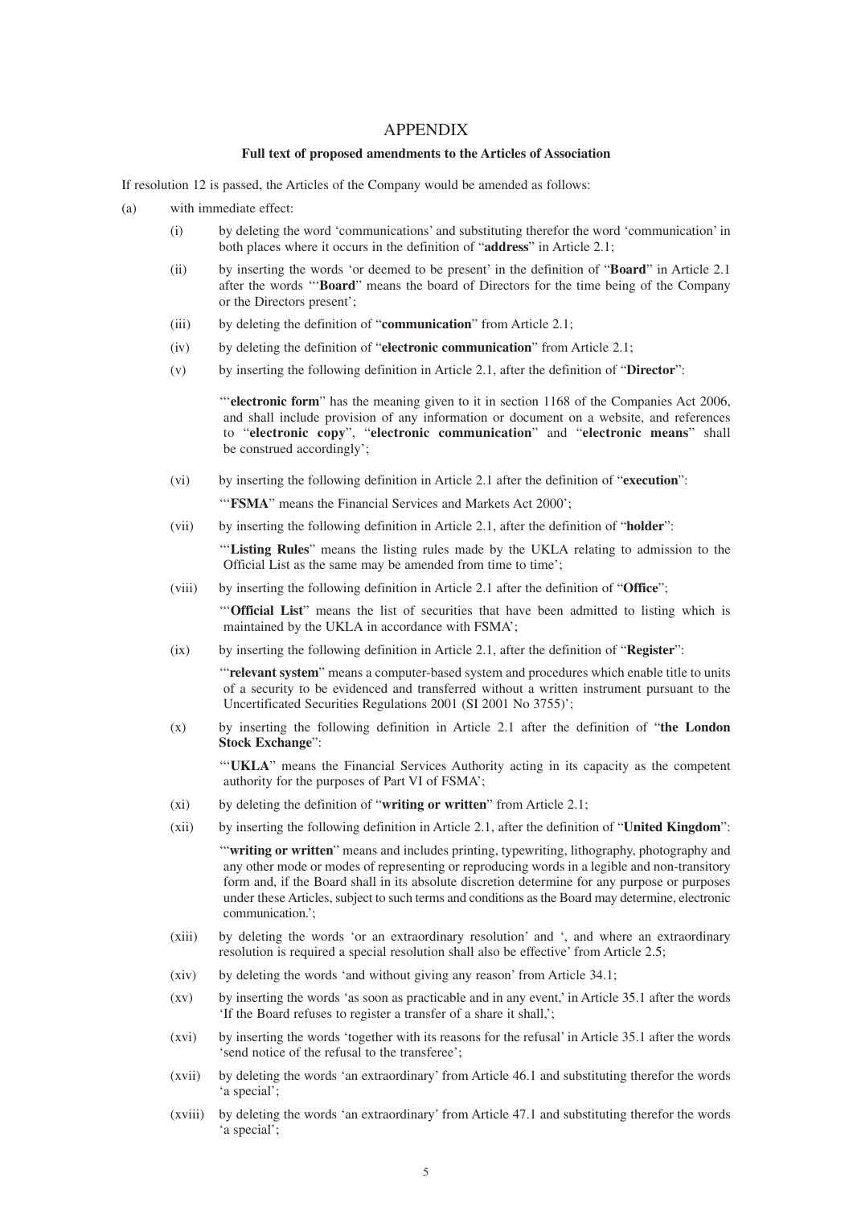# APPENDIX

## Full text of proposed amendments to the Articles of Association

If resolution 12 is passed, the Articles of the Company would be amended as follows:

(a) with immediate effect:

  (i) by deleting the word 'communications' and substituting therefor the word 'communication' in both places where it occurs in the definition of "**address**" in Article 2.1;

  (ii) by inserting the words 'or deemed to be present' in the definition of "**Board**" in Article 2.1 after the words '"**Board**" means the board of Directors for the time being of the Company or the Directors present';

  (iii) by deleting the definition of "**communication**" from Article 2.1;

  (iv) by deleting the definition of "**electronic communication**" from Article 2.1;

  (v) by inserting the following definition in Article 2.1, after the definition of "**Director**":

  '"**electronic form**" has the meaning given to it in section 1168 of the Companies Act 2006, and shall include provision of any information or document on a website, and references to "**electronic copy**", "**electronic communication**" and "**electronic means**" shall be construed accordingly';

  (vi) by inserting the following definition in Article 2.1 after the definition of "**execution**":

  '"**FSMA**" means the Financial Services and Markets Act 2000';

  (vii) by inserting the following definition in Article 2.1, after the definition of "**holder**":

  '"**Listing Rules**" means the listing rules made by the UKLA relating to admission to the Official List as the same may be amended from time to time';

  (viii) by inserting the following definition in Article 2.1 after the definition of "**Office**";

  '"**Official List**" means the list of securities that have been admitted to listing which is maintained by the UKLA in accordance with FSMA';

  (ix) by inserting the following definition in Article 2.1, after the definition of "**Register**":

  '"**relevant system**" means a computer-based system and procedures which enable title to units of a security to be evidenced and transferred without a written instrument pursuant to the Uncertificated Securities Regulations 2001 (SI 2001 No 3755)';

  (x) by inserting the following definition in Article 2.1 after the definition of "**the London Stock Exchange**":

  '"**UKLA**" means the Financial Services Authority acting in its capacity as the competent authority for the purposes of Part VI of FSMA';

  (xi) by deleting the definition of "**writing or written**" from Article 2.1;

  (xii) by inserting the following definition in Article 2.1, after the definition of "**United Kingdom**":

  '"**writing or written**" means and includes printing, typewriting, lithography, photography and any other mode or modes of representing or reproducing words in a legible and non-transitory form and, if the Board shall in its absolute discretion determine for any purpose or purposes under these Articles, subject to such terms and conditions as the Board may determine, electronic communication.';

  (xiii) by deleting the words 'or an extraordinary resolution' and ', and where an extraordinary resolution is required a special resolution shall also be effective' from Article 2.5;

  (xiv) by deleting the words 'and without giving any reason' from Article 34.1;

  (xv) by inserting the words 'as soon as practicable and in any event,' in Article 35.1 after the words 'If the Board refuses to register a transfer of a share it shall,';

  (xvi) by inserting the words 'together with its reasons for the refusal' in Article 35.1 after the words 'send notice of the refusal to the transferee';

  (xvii) by deleting the words 'an extraordinary' from Article 46.1 and substituting therefor the words 'a special';

  (xviii) by deleting the words 'an extraordinary' from Article 47.1 and substituting therefor the words 'a special';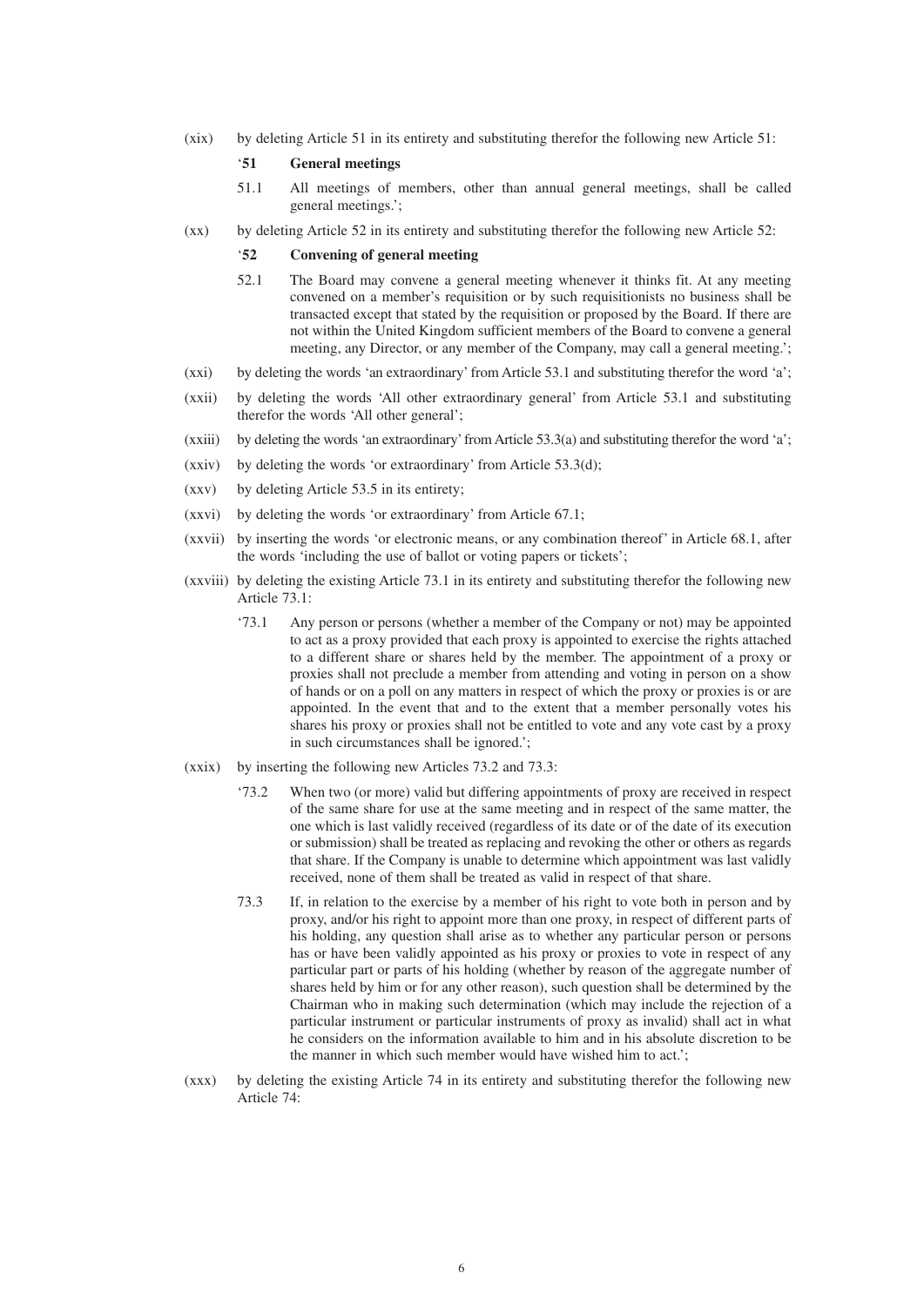(xix) by deleting Article 51 in its entirety and substituting therefor the following new Article 51:

> '**51 General meetings**
>
> 51.1 All meetings of members, other than annual general meetings, shall be called general meetings.';

(xx) by deleting Article 52 in its entirety and substituting therefor the following new Article 52:

> '**52 Convening of general meeting**
>
> 52.1 The Board may convene a general meeting whenever it thinks fit. At any meeting convened on a member's requisition or by such requisitionists no business shall be transacted except that stated by the requisition or proposed by the Board. If there are not within the United Kingdom sufficient members of the Board to convene a general meeting, any Director, or any member of the Company, may call a general meeting.';

(xxi) by deleting the words 'an extraordinary' from Article 53.1 and substituting therefor the word 'a';

(xxii) by deleting the words 'All other extraordinary general' from Article 53.1 and substituting therefor the words 'All other general';

(xxiii) by deleting the words 'an extraordinary' from Article 53.3(a) and substituting therefor the word 'a';

(xxiv) by deleting the words 'or extraordinary' from Article 53.3(d);

(xxv) by deleting Article 53.5 in its entirety;

(xxvi) by deleting the words 'or extraordinary' from Article 67.1;

(xxvii) by inserting the words 'or electronic means, or any combination thereof' in Article 68.1, after the words 'including the use of ballot or voting papers or tickets';

(xxviii) by deleting the existing Article 73.1 in its entirety and substituting therefor the following new Article 73.1:

> '73.1 Any person or persons (whether a member of the Company or not) may be appointed to act as a proxy provided that each proxy is appointed to exercise the rights attached to a different share or shares held by the member. The appointment of a proxy or proxies shall not preclude a member from attending and voting in person on a show of hands or on a poll on any matters in respect of which the proxy or proxies is or are appointed. In the event that and to the extent that a member personally votes his shares his proxy or proxies shall not be entitled to vote and any vote cast by a proxy in such circumstances shall be ignored.';

(xxix) by inserting the following new Articles 73.2 and 73.3:

> '73.2 When two (or more) valid but differing appointments of proxy are received in respect of the same share for use at the same meeting and in respect of the same matter, the one which is last validly received (regardless of its date or of the date of its execution or submission) shall be treated as replacing and revoking the other or others as regards that share. If the Company is unable to determine which appointment was last validly received, none of them shall be treated as valid in respect of that share.
>
> 73.3 If, in relation to the exercise by a member of his right to vote both in person and by proxy, and/or his right to appoint more than one proxy, in respect of different parts of his holding, any question shall arise as to whether any particular person or persons has or have been validly appointed as his proxy or proxies to vote in respect of any particular part or parts of his holding (whether by reason of the aggregate number of shares held by him or for any other reason), such question shall be determined by the Chairman who in making such determination (which may include the rejection of a particular instrument or particular instruments of proxy as invalid) shall act in what he considers on the information available to him and in his absolute discretion to be the manner in which such member would have wished him to act.';

(xxx) by deleting the existing Article 74 in its entirety and substituting therefor the following new Article 74: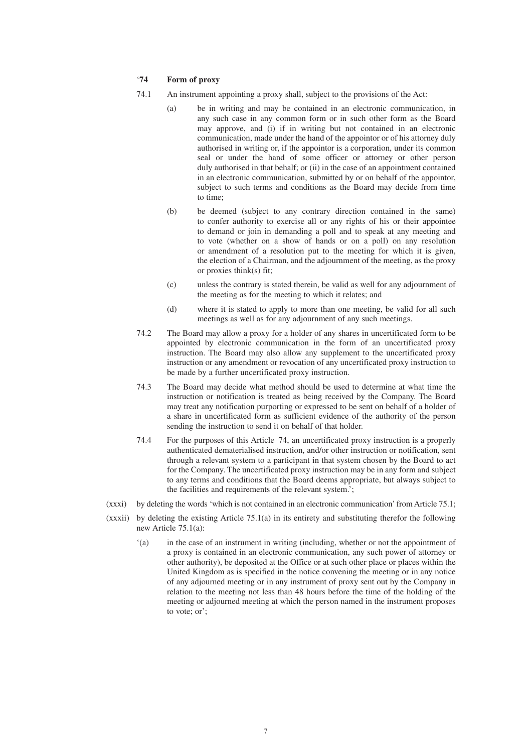'**74 Form of proxy**

74.1 An instrument appointing a proxy shall, subject to the provisions of the Act:

(a) be in writing and may be contained in an electronic communication, in any such case in any common form or in such other form as the Board may approve, and (i) if in writing but not contained in an electronic communication, made under the hand of the appointor or of his attorney duly authorised in writing or, if the appointor is a corporation, under its common seal or under the hand of some officer or attorney or other person duly authorised in that behalf; or (ii) in the case of an appointment contained in an electronic communication, submitted by or on behalf of the appointor, subject to such terms and conditions as the Board may decide from time to time;

(b) be deemed (subject to any contrary direction contained in the same) to confer authority to exercise all or any rights of his or their appointee to demand or join in demanding a poll and to speak at any meeting and to vote (whether on a show of hands or on a poll) on any resolution or amendment of a resolution put to the meeting for which it is given, the election of a Chairman, and the adjournment of the meeting, as the proxy or proxies think(s) fit;

(c) unless the contrary is stated therein, be valid as well for any adjournment of the meeting as for the meeting to which it relates; and

(d) where it is stated to apply to more than one meeting, be valid for all such meetings as well as for any adjournment of any such meetings.

74.2 The Board may allow a proxy for a holder of any shares in uncertificated form to be appointed by electronic communication in the form of an uncertificated proxy instruction. The Board may also allow any supplement to the uncertificated proxy instruction or any amendment or revocation of any uncertificated proxy instruction to be made by a further uncertificated proxy instruction.

74.3 The Board may decide what method should be used to determine at what time the instruction or notification is treated as being received by the Company. The Board may treat any notification purporting or expressed to be sent on behalf of a holder of a share in uncertificated form as sufficient evidence of the authority of the person sending the instruction to send it on behalf of that holder.

74.4 For the purposes of this Article 74, an uncertificated proxy instruction is a properly authenticated dematerialised instruction, and/or other instruction or notification, sent through a relevant system to a participant in that system chosen by the Board to act for the Company. The uncertificated proxy instruction may be in any form and subject to any terms and conditions that the Board deems appropriate, but always subject to the facilities and requirements of the relevant system.';

(xxxi) by deleting the words 'which is not contained in an electronic communication' from Article 75.1;

(xxxii) by deleting the existing Article 75.1(a) in its entirety and substituting therefor the following new Article 75.1(a):

'(a) in the case of an instrument in writing (including, whether or not the appointment of a proxy is contained in an electronic communication, any such power of attorney or other authority), be deposited at the Office or at such other place or places within the United Kingdom as is specified in the notice convening the meeting or in any notice of any adjourned meeting or in any instrument of proxy sent out by the Company in relation to the meeting not less than 48 hours before the time of the holding of the meeting or adjourned meeting at which the person named in the instrument proposes to vote; or';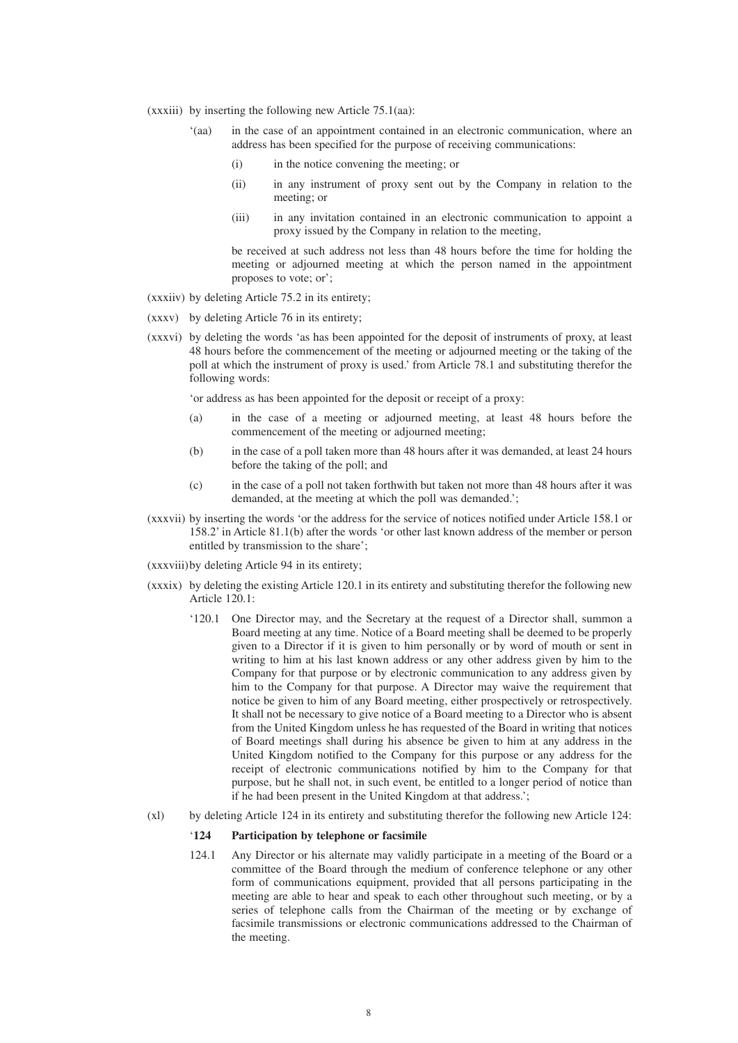(xxxiii) by inserting the following new Article 75.1(aa):

> '(aa) in the case of an appointment contained in an electronic communication, where an address has been specified for the purpose of receiving communications:
>
> (i) in the notice convening the meeting; or
>
> (ii) in any instrument of proxy sent out by the Company in relation to the meeting; or
>
> (iii) in any invitation contained in an electronic communication to appoint a proxy issued by the Company in relation to the meeting,
>
> be received at such address not less than 48 hours before the time for holding the meeting or adjourned meeting at which the person named in the appointment proposes to vote; or';

(xxxiiv) by deleting Article 75.2 in its entirety;

(xxxv) by deleting Article 76 in its entirety;

(xxxvi) by deleting the words 'as has been appointed for the deposit of instruments of proxy, at least 48 hours before the commencement of the meeting or adjourned meeting or the taking of the poll at which the instrument of proxy is used.' from Article 78.1 and substituting therefor the following words:

> 'or address as has been appointed for the deposit or receipt of a proxy:
>
> (a) in the case of a meeting or adjourned meeting, at least 48 hours before the commencement of the meeting or adjourned meeting;
>
> (b) in the case of a poll taken more than 48 hours after it was demanded, at least 24 hours before the taking of the poll; and
>
> (c) in the case of a poll not taken forthwith but taken not more than 48 hours after it was demanded, at the meeting at which the poll was demanded.';

(xxxvii) by inserting the words 'or the address for the service of notices notified under Article 158.1 or 158.2' in Article 81.1(b) after the words 'or other last known address of the member or person entitled by transmission to the share';

(xxxviii) by deleting Article 94 in its entirety;

(xxxix) by deleting the existing Article 120.1 in its entirety and substituting therefor the following new Article 120.1:

> '120.1 One Director may, and the Secretary at the request of a Director shall, summon a Board meeting at any time. Notice of a Board meeting shall be deemed to be properly given to a Director if it is given to him personally or by word of mouth or sent in writing to him at his last known address or any other address given by him to the Company for that purpose or by electronic communication to any address given by him to the Company for that purpose. A Director may waive the requirement that notice be given to him of any Board meeting, either prospectively or retrospectively. It shall not be necessary to give notice of a Board meeting to a Director who is absent from the United Kingdom unless he has requested of the Board in writing that notices of Board meetings shall during his absence be given to him at any address in the United Kingdom notified to the Company for this purpose or any address for the receipt of electronic communications notified by him to the Company for that purpose, but he shall not, in such event, be entitled to a longer period of notice than if he had been present in the United Kingdom at that address.';

(xl) by deleting Article 124 in its entirety and substituting therefor the following new Article 124:

> '**124 Participation by telephone or facsimile**
>
> 124.1 Any Director or his alternate may validly participate in a meeting of the Board or a committee of the Board through the medium of conference telephone or any other form of communications equipment, provided that all persons participating in the meeting are able to hear and speak to each other throughout such meeting, or by a series of telephone calls from the Chairman of the meeting or by exchange of facsimile transmissions or electronic communications addressed to the Chairman of the meeting.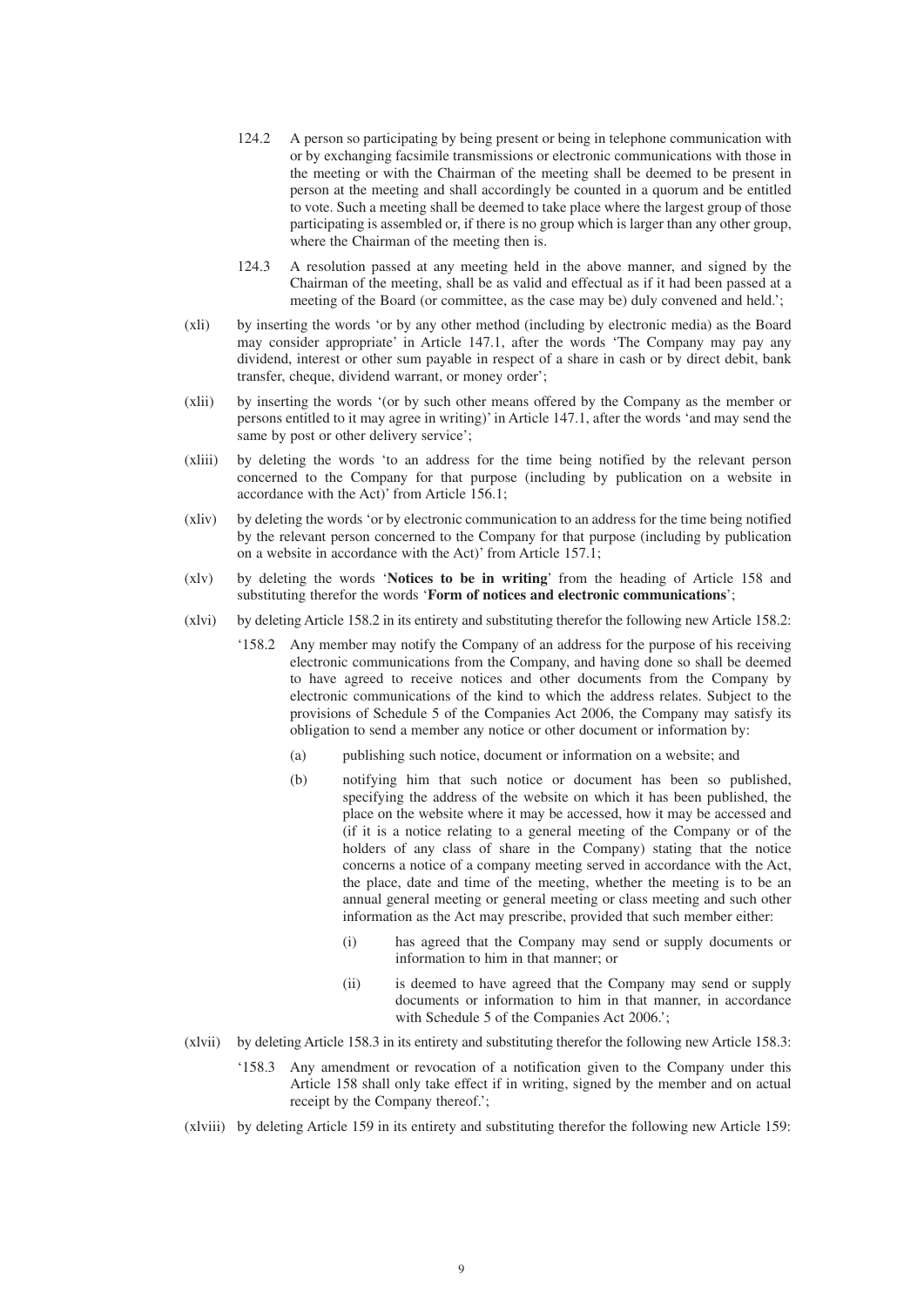124.2 A person so participating by being present or being in telephone communication with or by exchanging facsimile transmissions or electronic communications with those in the meeting or with the Chairman of the meeting shall be deemed to be present in person at the meeting and shall accordingly be counted in a quorum and be entitled to vote. Such a meeting shall be deemed to take place where the largest group of those participating is assembled or, if there is no group which is larger than any other group, where the Chairman of the meeting then is.

124.3 A resolution passed at any meeting held in the above manner, and signed by the Chairman of the meeting, shall be as valid and effectual as if it had been passed at a meeting of the Board (or committee, as the case may be) duly convened and held.';

(xli) by inserting the words 'or by any other method (including by electronic media) as the Board may consider appropriate' in Article 147.1, after the words 'The Company may pay any dividend, interest or other sum payable in respect of a share in cash or by direct debit, bank transfer, cheque, dividend warrant, or money order';

(xlii) by inserting the words '(or by such other means offered by the Company as the member or persons entitled to it may agree in writing)' in Article 147.1, after the words 'and may send the same by post or other delivery service';

(xliii) by deleting the words 'to an address for the time being notified by the relevant person concerned to the Company for that purpose (including by publication on a website in accordance with the Act)' from Article 156.1;

(xliv) by deleting the words 'or by electronic communication to an address for the time being notified by the relevant person concerned to the Company for that purpose (including by publication on a website in accordance with the Act)' from Article 157.1;

(xlv) by deleting the words '**Notices to be in writing**' from the heading of Article 158 and substituting therefor the words '**Form of notices and electronic communications**';

(xlvi) by deleting Article 158.2 in its entirety and substituting therefor the following new Article 158.2:

'158.2 Any member may notify the Company of an address for the purpose of his receiving electronic communications from the Company, and having done so shall be deemed to have agreed to receive notices and other documents from the Company by electronic communications of the kind to which the address relates. Subject to the provisions of Schedule 5 of the Companies Act 2006, the Company may satisfy its obligation to send a member any notice or other document or information by:

(a) publishing such notice, document or information on a website; and

(b) notifying him that such notice or document has been so published, specifying the address of the website on which it has been published, the place on the website where it may be accessed, how it may be accessed and (if it is a notice relating to a general meeting of the Company or of the holders of any class of share in the Company) stating that the notice concerns a notice of a company meeting served in accordance with the Act, the place, date and time of the meeting, whether the meeting is to be an annual general meeting or general meeting or class meeting and such other information as the Act may prescribe, provided that such member either:

(i) has agreed that the Company may send or supply documents or information to him in that manner; or

(ii) is deemed to have agreed that the Company may send or supply documents or information to him in that manner, in accordance with Schedule 5 of the Companies Act 2006.';

(xlvii) by deleting Article 158.3 in its entirety and substituting therefor the following new Article 158.3:

'158.3 Any amendment or revocation of a notification given to the Company under this Article 158 shall only take effect if in writing, signed by the member and on actual receipt by the Company thereof.';

(xlviii) by deleting Article 159 in its entirety and substituting therefor the following new Article 159: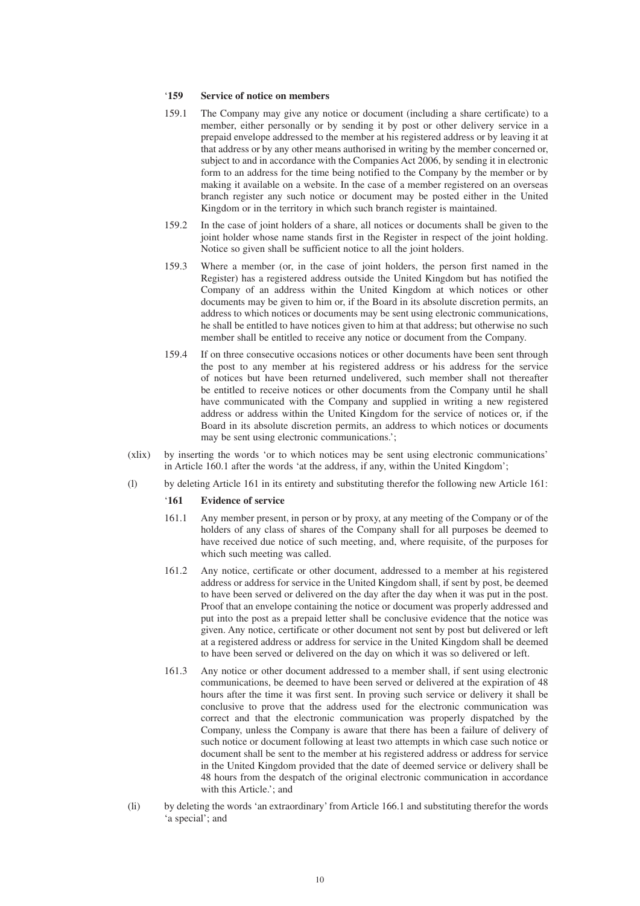'**159 Service of notice on members**

159.1 The Company may give any notice or document (including a share certificate) to a member, either personally or by sending it by post or other delivery service in a prepaid envelope addressed to the member at his registered address or by leaving it at that address or by any other means authorised in writing by the member concerned or, subject to and in accordance with the Companies Act 2006, by sending it in electronic form to an address for the time being notified to the Company by the member or by making it available on a website. In the case of a member registered on an overseas branch register any such notice or document may be posted either in the United Kingdom or in the territory in which such branch register is maintained.

159.2 In the case of joint holders of a share, all notices or documents shall be given to the joint holder whose name stands first in the Register in respect of the joint holding. Notice so given shall be sufficient notice to all the joint holders.

159.3 Where a member (or, in the case of joint holders, the person first named in the Register) has a registered address outside the United Kingdom but has notified the Company of an address within the United Kingdom at which notices or other documents may be given to him or, if the Board in its absolute discretion permits, an address to which notices or documents may be sent using electronic communications, he shall be entitled to have notices given to him at that address; but otherwise no such member shall be entitled to receive any notice or document from the Company.

159.4 If on three consecutive occasions notices or other documents have been sent through the post to any member at his registered address or his address for the service of notices but have been returned undelivered, such member shall not thereafter be entitled to receive notices or other documents from the Company until he shall have communicated with the Company and supplied in writing a new registered address or address within the United Kingdom for the service of notices or, if the Board in its absolute discretion permits, an address to which notices or documents may be sent using electronic communications.';

(xlix) by inserting the words 'or to which notices may be sent using electronic communications' in Article 160.1 after the words 'at the address, if any, within the United Kingdom';

(l) by deleting Article 161 in its entirety and substituting therefor the following new Article 161:

'**161 Evidence of service**

161.1 Any member present, in person or by proxy, at any meeting of the Company or of the holders of any class of shares of the Company shall for all purposes be deemed to have received due notice of such meeting, and, where requisite, of the purposes for which such meeting was called.

161.2 Any notice, certificate or other document, addressed to a member at his registered address or address for service in the United Kingdom shall, if sent by post, be deemed to have been served or delivered on the day after the day when it was put in the post. Proof that an envelope containing the notice or document was properly addressed and put into the post as a prepaid letter shall be conclusive evidence that the notice was given. Any notice, certificate or other document not sent by post but delivered or left at a registered address or address for service in the United Kingdom shall be deemed to have been served or delivered on the day on which it was so delivered or left.

161.3 Any notice or other document addressed to a member shall, if sent using electronic communications, be deemed to have been served or delivered at the expiration of 48 hours after the time it was first sent. In proving such service or delivery it shall be conclusive to prove that the address used for the electronic communication was correct and that the electronic communication was properly dispatched by the Company, unless the Company is aware that there has been a failure of delivery of such notice or document following at least two attempts in which case such notice or document shall be sent to the member at his registered address or address for service in the United Kingdom provided that the date of deemed service or delivery shall be 48 hours from the despatch of the original electronic communication in accordance with this Article.'; and

(li) by deleting the words 'an extraordinary' from Article 166.1 and substituting therefor the words 'a special'; and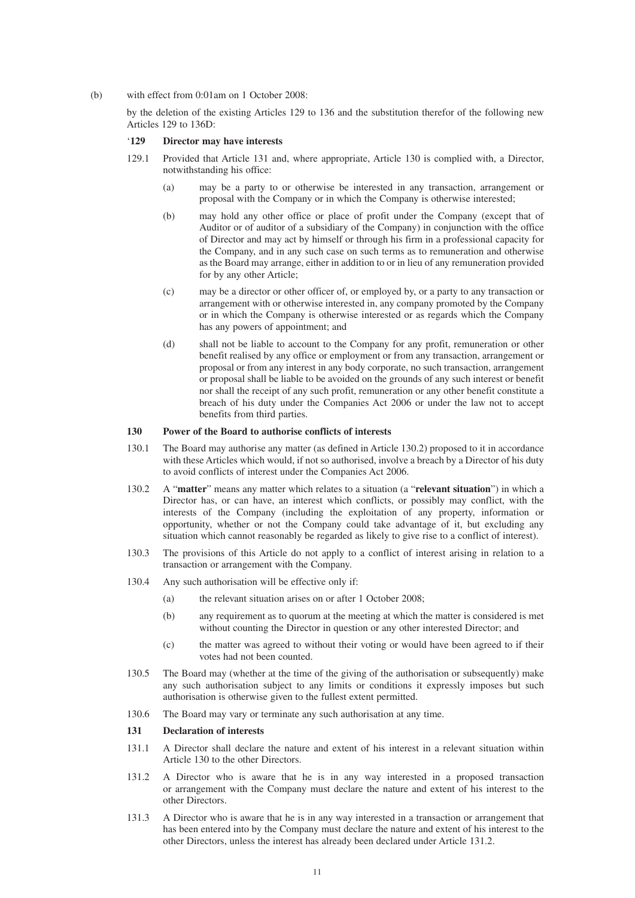(b) with effect from 0:01am on 1 October 2008:

by the deletion of the existing Articles 129 to 136 and the substitution therefor of the following new Articles 129 to 136D:

'**129 Director may have interests**

129.1 Provided that Article 131 and, where appropriate, Article 130 is complied with, a Director, notwithstanding his office:

(a) may be a party to or otherwise be interested in any transaction, arrangement or proposal with the Company or in which the Company is otherwise interested;

(b) may hold any other office or place of profit under the Company (except that of Auditor or of auditor of a subsidiary of the Company) in conjunction with the office of Director and may act by himself or through his firm in a professional capacity for the Company, and in any such case on such terms as to remuneration and otherwise as the Board may arrange, either in addition to or in lieu of any remuneration provided for by any other Article;

(c) may be a director or other officer of, or employed by, or a party to any transaction or arrangement with or otherwise interested in, any company promoted by the Company or in which the Company is otherwise interested or as regards which the Company has any powers of appointment; and

(d) shall not be liable to account to the Company for any profit, remuneration or other benefit realised by any office or employment or from any transaction, arrangement or proposal or from any interest in any body corporate, no such transaction, arrangement or proposal shall be liable to be avoided on the grounds of any such interest or benefit nor shall the receipt of any such profit, remuneration or any other benefit constitute a breach of his duty under the Companies Act 2006 or under the law not to accept benefits from third parties.

**130 Power of the Board to authorise conflicts of interests**

130.1 The Board may authorise any matter (as defined in Article 130.2) proposed to it in accordance with these Articles which would, if not so authorised, involve a breach by a Director of his duty to avoid conflicts of interest under the Companies Act 2006.

130.2 A "**matter**" means any matter which relates to a situation (a "**relevant situation**") in which a Director has, or can have, an interest which conflicts, or possibly may conflict, with the interests of the Company (including the exploitation of any property, information or opportunity, whether or not the Company could take advantage of it, but excluding any situation which cannot reasonably be regarded as likely to give rise to a conflict of interest).

130.3 The provisions of this Article do not apply to a conflict of interest arising in relation to a transaction or arrangement with the Company.

130.4 Any such authorisation will be effective only if:

(a) the relevant situation arises on or after 1 October 2008;

(b) any requirement as to quorum at the meeting at which the matter is considered is met without counting the Director in question or any other interested Director; and

(c) the matter was agreed to without their voting or would have been agreed to if their votes had not been counted.

130.5 The Board may (whether at the time of the giving of the authorisation or subsequently) make any such authorisation subject to any limits or conditions it expressly imposes but such authorisation is otherwise given to the fullest extent permitted.

130.6 The Board may vary or terminate any such authorisation at any time.

**131 Declaration of interests**

131.1 A Director shall declare the nature and extent of his interest in a relevant situation within Article 130 to the other Directors.

131.2 A Director who is aware that he is in any way interested in a proposed transaction or arrangement with the Company must declare the nature and extent of his interest to the other Directors.

131.3 A Director who is aware that he is in any way interested in a transaction or arrangement that has been entered into by the Company must declare the nature and extent of his interest to the other Directors, unless the interest has already been declared under Article 131.2.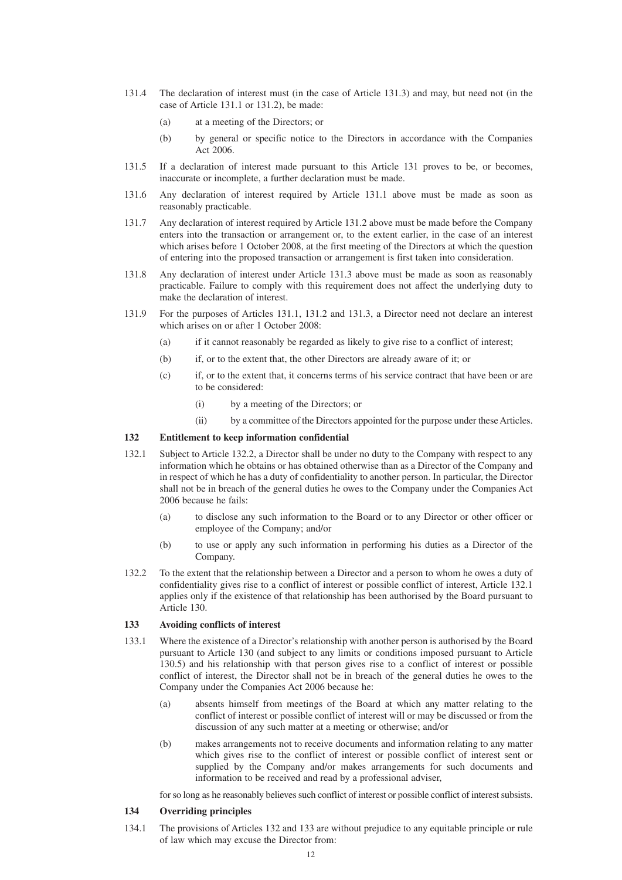131.4 The declaration of interest must (in the case of Article 131.3) and may, but need not (in the case of Article 131.1 or 131.2), be made:

(a) at a meeting of the Directors; or

(b) by general or specific notice to the Directors in accordance with the Companies Act 2006.

131.5 If a declaration of interest made pursuant to this Article 131 proves to be, or becomes, inaccurate or incomplete, a further declaration must be made.

131.6 Any declaration of interest required by Article 131.1 above must be made as soon as reasonably practicable.

131.7 Any declaration of interest required by Article 131.2 above must be made before the Company enters into the transaction or arrangement or, to the extent earlier, in the case of an interest which arises before 1 October 2008, at the first meeting of the Directors at which the question of entering into the proposed transaction or arrangement is first taken into consideration.

131.8 Any declaration of interest under Article 131.3 above must be made as soon as reasonably practicable. Failure to comply with this requirement does not affect the underlying duty to make the declaration of interest.

131.9 For the purposes of Articles 131.1, 131.2 and 131.3, a Director need not declare an interest which arises on or after 1 October 2008:

(a) if it cannot reasonably be regarded as likely to give rise to a conflict of interest;

(b) if, or to the extent that, the other Directors are already aware of it; or

(c) if, or to the extent that, it concerns terms of his service contract that have been or are to be considered:

(i) by a meeting of the Directors; or

(ii) by a committee of the Directors appointed for the purpose under these Articles.

## 132 Entitlement to keep information confidential

132.1 Subject to Article 132.2, a Director shall be under no duty to the Company with respect to any information which he obtains or has obtained otherwise than as a Director of the Company and in respect of which he has a duty of confidentiality to another person. In particular, the Director shall not be in breach of the general duties he owes to the Company under the Companies Act 2006 because he fails:

(a) to disclose any such information to the Board or to any Director or other officer or employee of the Company; and/or

(b) to use or apply any such information in performing his duties as a Director of the Company.

132.2 To the extent that the relationship between a Director and a person to whom he owes a duty of confidentiality gives rise to a conflict of interest or possible conflict of interest, Article 132.1 applies only if the existence of that relationship has been authorised by the Board pursuant to Article 130.

## 133 Avoiding conflicts of interest

133.1 Where the existence of a Director's relationship with another person is authorised by the Board pursuant to Article 130 (and subject to any limits or conditions imposed pursuant to Article 130.5) and his relationship with that person gives rise to a conflict of interest or possible conflict of interest, the Director shall not be in breach of the general duties he owes to the Company under the Companies Act 2006 because he:

(a) absents himself from meetings of the Board at which any matter relating to the conflict of interest or possible conflict of interest will or may be discussed or from the discussion of any such matter at a meeting or otherwise; and/or

(b) makes arrangements not to receive documents and information relating to any matter which gives rise to the conflict of interest or possible conflict of interest sent or supplied by the Company and/or makes arrangements for such documents and information to be received and read by a professional adviser,

for so long as he reasonably believes such conflict of interest or possible conflict of interest subsists.

## 134 Overriding principles

134.1 The provisions of Articles 132 and 133 are without prejudice to any equitable principle or rule of law which may excuse the Director from: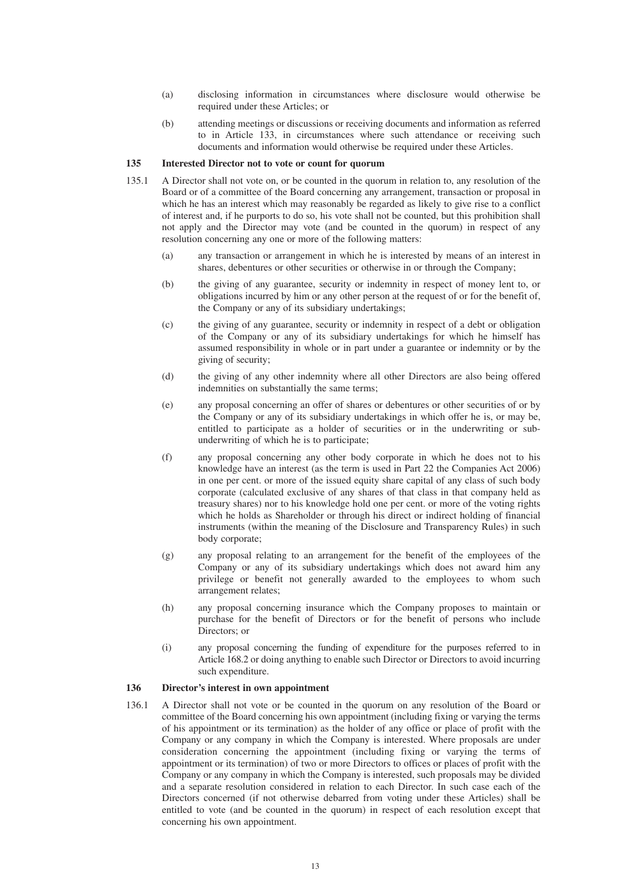(a) disclosing information in circumstances where disclosure would otherwise be required under these Articles; or

(b) attending meetings or discussions or receiving documents and information as referred to in Article 133, in circumstances where such attendance or receiving such documents and information would otherwise be required under these Articles.

**135 Interested Director not to vote or count for quorum**

135.1 A Director shall not vote on, or be counted in the quorum in relation to, any resolution of the Board or of a committee of the Board concerning any arrangement, transaction or proposal in which he has an interest which may reasonably be regarded as likely to give rise to a conflict of interest and, if he purports to do so, his vote shall not be counted, but this prohibition shall not apply and the Director may vote (and be counted in the quorum) in respect of any resolution concerning any one or more of the following matters:

(a) any transaction or arrangement in which he is interested by means of an interest in shares, debentures or other securities or otherwise in or through the Company;

(b) the giving of any guarantee, security or indemnity in respect of money lent to, or obligations incurred by him or any other person at the request of or for the benefit of, the Company or any of its subsidiary undertakings;

(c) the giving of any guarantee, security or indemnity in respect of a debt or obligation of the Company or any of its subsidiary undertakings for which he himself has assumed responsibility in whole or in part under a guarantee or indemnity or by the giving of security;

(d) the giving of any other indemnity where all other Directors are also being offered indemnities on substantially the same terms;

(e) any proposal concerning an offer of shares or debentures or other securities of or by the Company or any of its subsidiary undertakings in which offer he is, or may be, entitled to participate as a holder of securities or in the underwriting or sub-underwriting of which he is to participate;

(f) any proposal concerning any other body corporate in which he does not to his knowledge have an interest (as the term is used in Part 22 the Companies Act 2006) in one per cent. or more of the issued equity share capital of any class of such body corporate (calculated exclusive of any shares of that class in that company held as treasury shares) nor to his knowledge hold one per cent. or more of the voting rights which he holds as Shareholder or through his direct or indirect holding of financial instruments (within the meaning of the Disclosure and Transparency Rules) in such body corporate;

(g) any proposal relating to an arrangement for the benefit of the employees of the Company or any of its subsidiary undertakings which does not award him any privilege or benefit not generally awarded to the employees to whom such arrangement relates;

(h) any proposal concerning insurance which the Company proposes to maintain or purchase for the benefit of Directors or for the benefit of persons who include Directors; or

(i) any proposal concerning the funding of expenditure for the purposes referred to in Article 168.2 or doing anything to enable such Director or Directors to avoid incurring such expenditure.

**136 Director's interest in own appointment**

136.1 A Director shall not vote or be counted in the quorum on any resolution of the Board or committee of the Board concerning his own appointment (including fixing or varying the terms of his appointment or its termination) as the holder of any office or place of profit with the Company or any company in which the Company is interested. Where proposals are under consideration concerning the appointment (including fixing or varying the terms of appointment or its termination) of two or more Directors to offices or places of profit with the Company or any company in which the Company is interested, such proposals may be divided and a separate resolution considered in relation to each Director. In such case each of the Directors concerned (if not otherwise debarred from voting under these Articles) shall be entitled to vote (and be counted in the quorum) in respect of each resolution except that concerning his own appointment.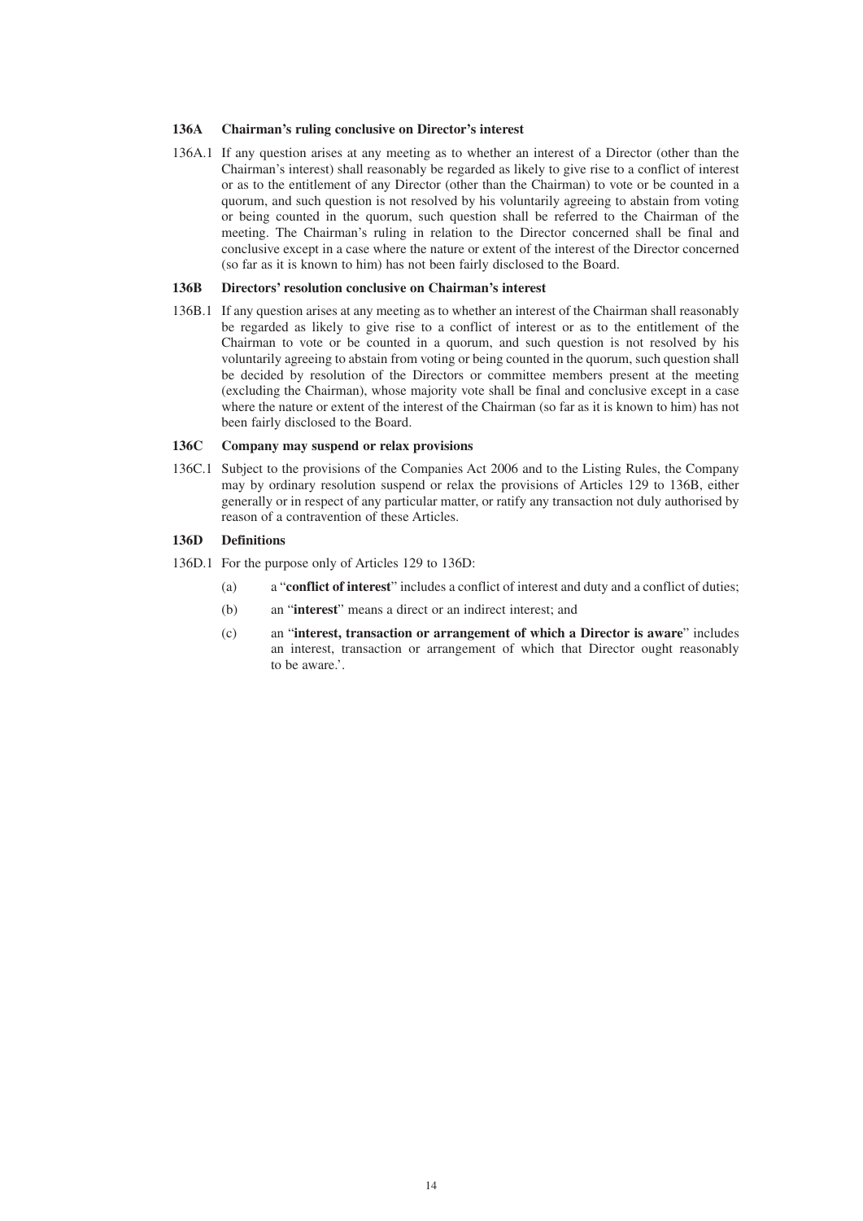### 136A Chairman's ruling conclusive on Director's interest

136A.1 If any question arises at any meeting as to whether an interest of a Director (other than the Chairman's interest) shall reasonably be regarded as likely to give rise to a conflict of interest or as to the entitlement of any Director (other than the Chairman) to vote or be counted in a quorum, and such question is not resolved by his voluntarily agreeing to abstain from voting or being counted in the quorum, such question shall be referred to the Chairman of the meeting. The Chairman's ruling in relation to the Director concerned shall be final and conclusive except in a case where the nature or extent of the interest of the Director concerned (so far as it is known to him) has not been fairly disclosed to the Board.

### 136B Directors' resolution conclusive on Chairman's interest

136B.1 If any question arises at any meeting as to whether an interest of the Chairman shall reasonably be regarded as likely to give rise to a conflict of interest or as to the entitlement of the Chairman to vote or be counted in a quorum, and such question is not resolved by his voluntarily agreeing to abstain from voting or being counted in the quorum, such question shall be decided by resolution of the Directors or committee members present at the meeting (excluding the Chairman), whose majority vote shall be final and conclusive except in a case where the nature or extent of the interest of the Chairman (so far as it is known to him) has not been fairly disclosed to the Board.

### 136C Company may suspend or relax provisions

136C.1 Subject to the provisions of the Companies Act 2006 and to the Listing Rules, the Company may by ordinary resolution suspend or relax the provisions of Articles 129 to 136B, either generally or in respect of any particular matter, or ratify any transaction not duly authorised by reason of a contravention of these Articles.

### 136D Definitions

136D.1 For the purpose only of Articles 129 to 136D:

(a) a "**conflict of interest**" includes a conflict of interest and duty and a conflict of duties;

(b) an "**interest**" means a direct or an indirect interest; and

(c) an "**interest, transaction or arrangement of which a Director is aware**" includes an interest, transaction or arrangement of which that Director ought reasonably to be aware.'.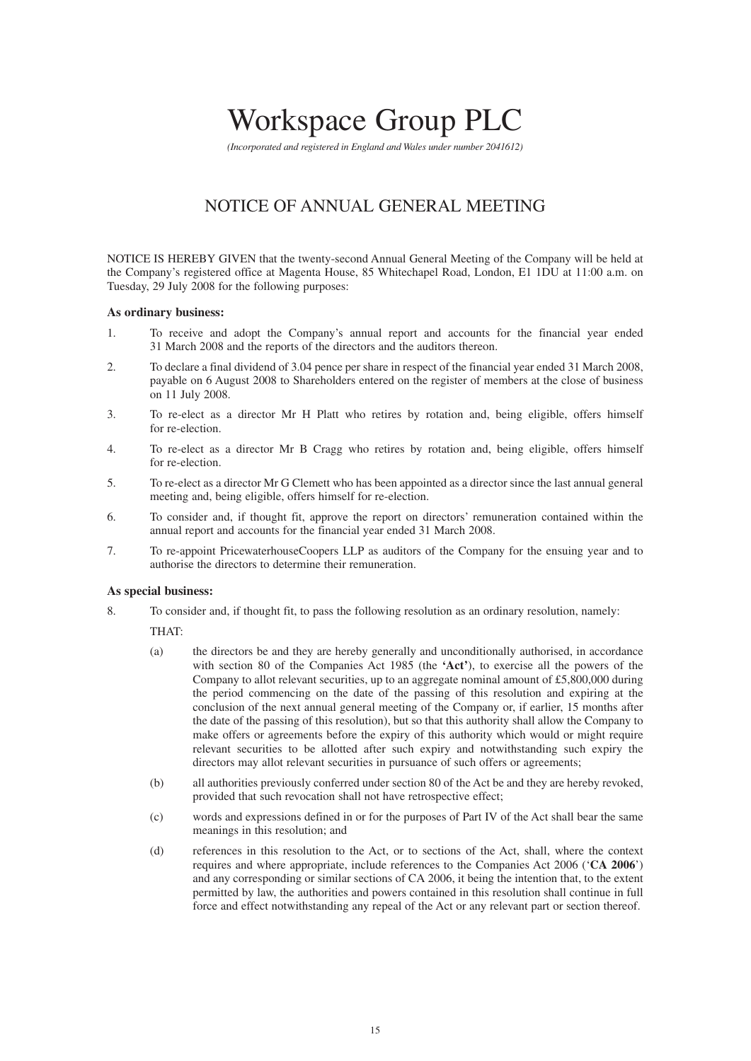# Workspace Group PLC

*(Incorporated and registered in England and Wales under number 2041612)*

## NOTICE OF ANNUAL GENERAL MEETING

NOTICE IS HEREBY GIVEN that the twenty-second Annual General Meeting of the Company will be held at the Company's registered office at Magenta House, 85 Whitechapel Road, London, E1 1DU at 11:00 a.m. on Tuesday, 29 July 2008 for the following purposes:

**As ordinary business:**

1. To receive and adopt the Company's annual report and accounts for the financial year ended 31 March 2008 and the reports of the directors and the auditors thereon.
2. To declare a final dividend of 3.04 pence per share in respect of the financial year ended 31 March 2008, payable on 6 August 2008 to Shareholders entered on the register of members at the close of business on 11 July 2008.
3. To re-elect as a director Mr H Platt who retires by rotation and, being eligible, offers himself for re-election.
4. To re-elect as a director Mr B Cragg who retires by rotation and, being eligible, offers himself for re-election.
5. To re-elect as a director Mr G Clemett who has been appointed as a director since the last annual general meeting and, being eligible, offers himself for re-election.
6. To consider and, if thought fit, approve the report on directors' remuneration contained within the annual report and accounts for the financial year ended 31 March 2008.
7. To re-appoint PricewaterhouseCoopers LLP as auditors of the Company for the ensuing year and to authorise the directors to determine their remuneration.

**As special business:**

8. To consider and, if thought fit, to pass the following resolution as an ordinary resolution, namely:

   THAT:

   (a) the directors be and they are hereby generally and unconditionally authorised, in accordance with section 80 of the Companies Act 1985 (the **'Act'**), to exercise all the powers of the Company to allot relevant securities, up to an aggregate nominal amount of £5,800,000 during the period commencing on the date of the passing of this resolution and expiring at the conclusion of the next annual general meeting of the Company or, if earlier, 15 months after the date of the passing of this resolution), but so that this authority shall allow the Company to make offers or agreements before the expiry of this authority which would or might require relevant securities to be allotted after such expiry and notwithstanding such expiry the directors may allot relevant securities in pursuance of such offers or agreements;

   (b) all authorities previously conferred under section 80 of the Act be and they are hereby revoked, provided that such revocation shall not have retrospective effect;

   (c) words and expressions defined in or for the purposes of Part IV of the Act shall bear the same meanings in this resolution; and

   (d) references in this resolution to the Act, or to sections of the Act, shall, where the context requires and where appropriate, include references to the Companies Act 2006 ('**CA 2006**') and any corresponding or similar sections of CA 2006, it being the intention that, to the extent permitted by law, the authorities and powers contained in this resolution shall continue in full force and effect notwithstanding any repeal of the Act or any relevant part or section thereof.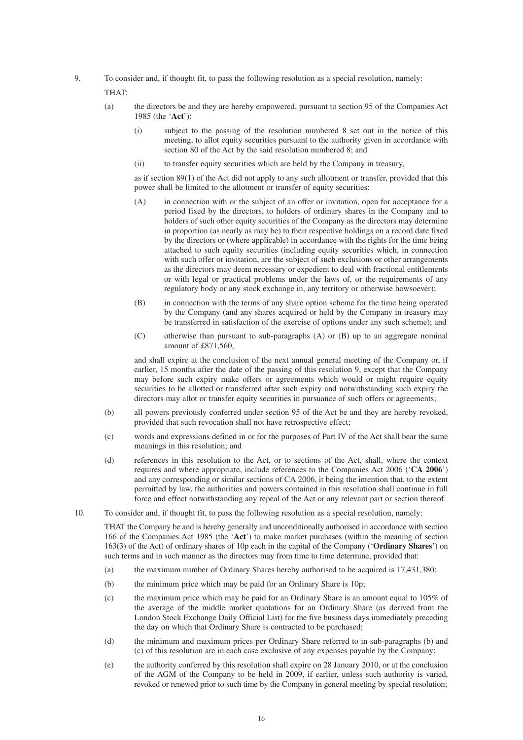9. To consider and, if thought fit, to pass the following resolution as a special resolution, namely:

   THAT:

   (a) the directors be and they are hereby empowered, pursuant to section 95 of the Companies Act 1985 (the '**Act**'):

      (i) subject to the passing of the resolution numbered 8 set out in the notice of this meeting, to allot equity securities pursuant to the authority given in accordance with section 80 of the Act by the said resolution numbered 8; and

      (ii) to transfer equity securities which are held by the Company in treasury,

      as if section 89(1) of the Act did not apply to any such allotment or transfer, provided that this power shall be limited to the allotment or transfer of equity securities:

      (A) in connection with or the subject of an offer or invitation, open for acceptance for a period fixed by the directors, to holders of ordinary shares in the Company and to holders of such other equity securities of the Company as the directors may determine in proportion (as nearly as may be) to their respective holdings on a record date fixed by the directors or (where applicable) in accordance with the rights for the time being attached to such equity securities (including equity securities which, in connection with such offer or invitation, are the subject of such exclusions or other arrangements as the directors may deem necessary or expedient to deal with fractional entitlements or with legal or practical problems under the laws of, or the requirements of any regulatory body or any stock exchange in, any territory or otherwise howsoever);

      (B) in connection with the terms of any share option scheme for the time being operated by the Company (and any shares acquired or held by the Company in treasury may be transferred in satisfaction of the exercise of options under any such scheme); and

      (C) otherwise than pursuant to sub-paragraphs (A) or (B) up to an aggregate nominal amount of £871,560,

      and shall expire at the conclusion of the next annual general meeting of the Company or, if earlier, 15 months after the date of the passing of this resolution 9, except that the Company may before such expiry make offers or agreements which would or might require equity securities to be allotted or transferred after such expiry and notwithstanding such expiry the directors may allot or transfer equity securities in pursuance of such offers or agreements;

   (b) all powers previously conferred under section 95 of the Act be and they are hereby revoked, provided that such revocation shall not have retrospective effect;

   (c) words and expressions defined in or for the purposes of Part IV of the Act shall bear the same meanings in this resolution; and

   (d) references in this resolution to the Act, or to sections of the Act, shall, where the context requires and where appropriate, include references to the Companies Act 2006 ('**CA 2006**') and any corresponding or similar sections of CA 2006, it being the intention that, to the extent permitted by law, the authorities and powers contained in this resolution shall continue in full force and effect notwithstanding any repeal of the Act or any relevant part or section thereof.

10. To consider and, if thought fit, to pass the following resolution as a special resolution, namely:

   THAT the Company be and is hereby generally and unconditionally authorised in accordance with section 166 of the Companies Act 1985 (the '**Act**') to make market purchases (within the meaning of section 163(3) of the Act) of ordinary shares of 10p each in the capital of the Company ('**Ordinary Shares**') on such terms and in such manner as the directors may from time to time determine, provided that:

   (a) the maximum number of Ordinary Shares hereby authorised to be acquired is 17,431,380;

   (b) the minimum price which may be paid for an Ordinary Share is 10p;

   (c) the maximum price which may be paid for an Ordinary Share is an amount equal to 105% of the average of the middle market quotations for an Ordinary Share (as derived from the London Stock Exchange Daily Official List) for the five business days immediately preceding the day on which that Ordinary Share is contracted to be purchased;

   (d) the minimum and maximum prices per Ordinary Share referred to in sub-paragraphs (b) and (c) of this resolution are in each case exclusive of any expenses payable by the Company;

   (e) the authority conferred by this resolution shall expire on 28 January 2010, or at the conclusion of the AGM of the Company to be held in 2009, if earlier, unless such authority is varied, revoked or renewed prior to such time by the Company in general meeting by special resolution;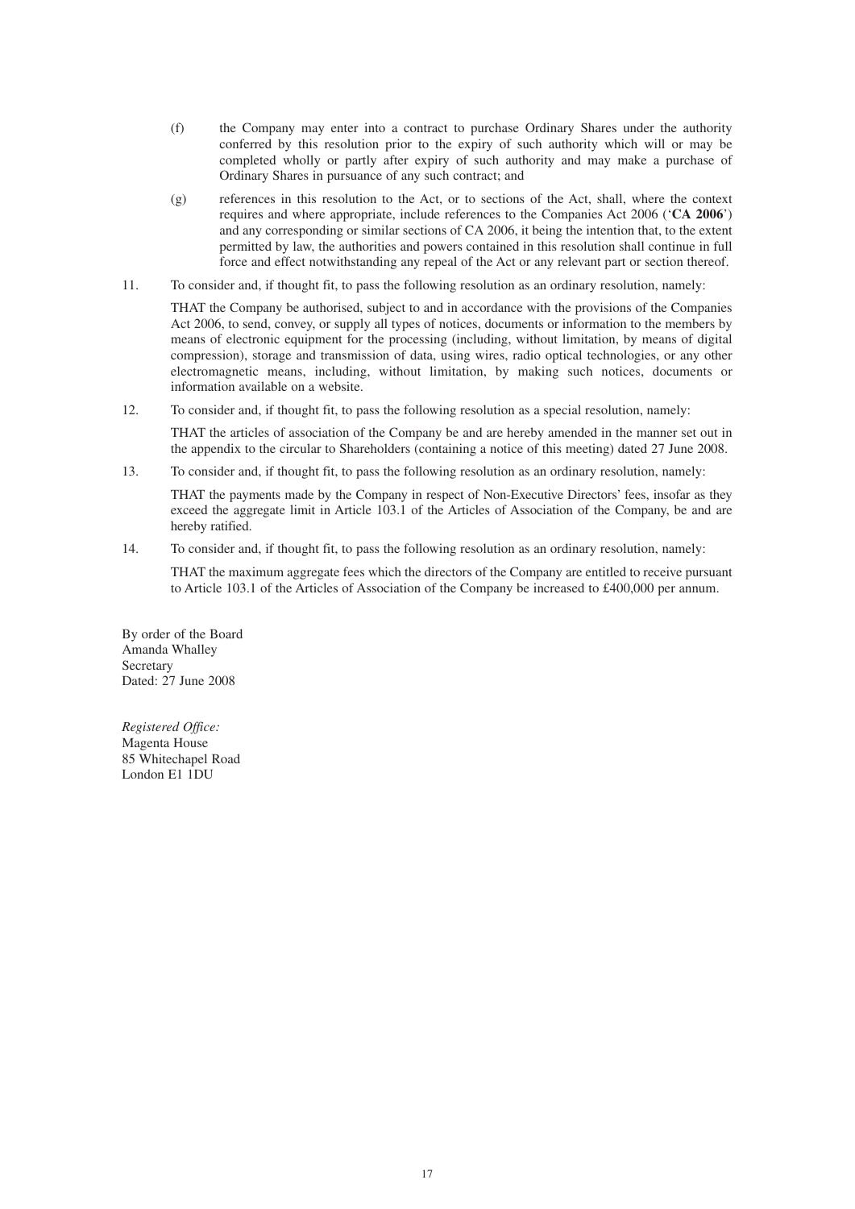(f) the Company may enter into a contract to purchase Ordinary Shares under the authority conferred by this resolution prior to the expiry of such authority which will or may be completed wholly or partly after expiry of such authority and may make a purchase of Ordinary Shares in pursuance of any such contract; and

(g) references in this resolution to the Act, or to sections of the Act, shall, where the context requires and where appropriate, include references to the Companies Act 2006 ('**CA 2006**') and any corresponding or similar sections of CA 2006, it being the intention that, to the extent permitted by law, the authorities and powers contained in this resolution shall continue in full force and effect notwithstanding any repeal of the Act or any relevant part or section thereof.

11. To consider and, if thought fit, to pass the following resolution as an ordinary resolution, namely:

    THAT the Company be authorised, subject to and in accordance with the provisions of the Companies Act 2006, to send, convey, or supply all types of notices, documents or information to the members by means of electronic equipment for the processing (including, without limitation, by means of digital compression), storage and transmission of data, using wires, radio optical technologies, or any other electromagnetic means, including, without limitation, by making such notices, documents or information available on a website.

12. To consider and, if thought fit, to pass the following resolution as a special resolution, namely:

    THAT the articles of association of the Company be and are hereby amended in the manner set out in the appendix to the circular to Shareholders (containing a notice of this meeting) dated 27 June 2008.

13. To consider and, if thought fit, to pass the following resolution as an ordinary resolution, namely:

    THAT the payments made by the Company in respect of Non-Executive Directors' fees, insofar as they exceed the aggregate limit in Article 103.1 of the Articles of Association of the Company, be and are hereby ratified.

14. To consider and, if thought fit, to pass the following resolution as an ordinary resolution, namely:

    THAT the maximum aggregate fees which the directors of the Company are entitled to receive pursuant to Article 103.1 of the Articles of Association of the Company be increased to £400,000 per annum.

By order of the Board
Amanda Whalley
Secretary
Dated: 27 June 2008

*Registered Office:*
Magenta House
85 Whitechapel Road
London E1 1DU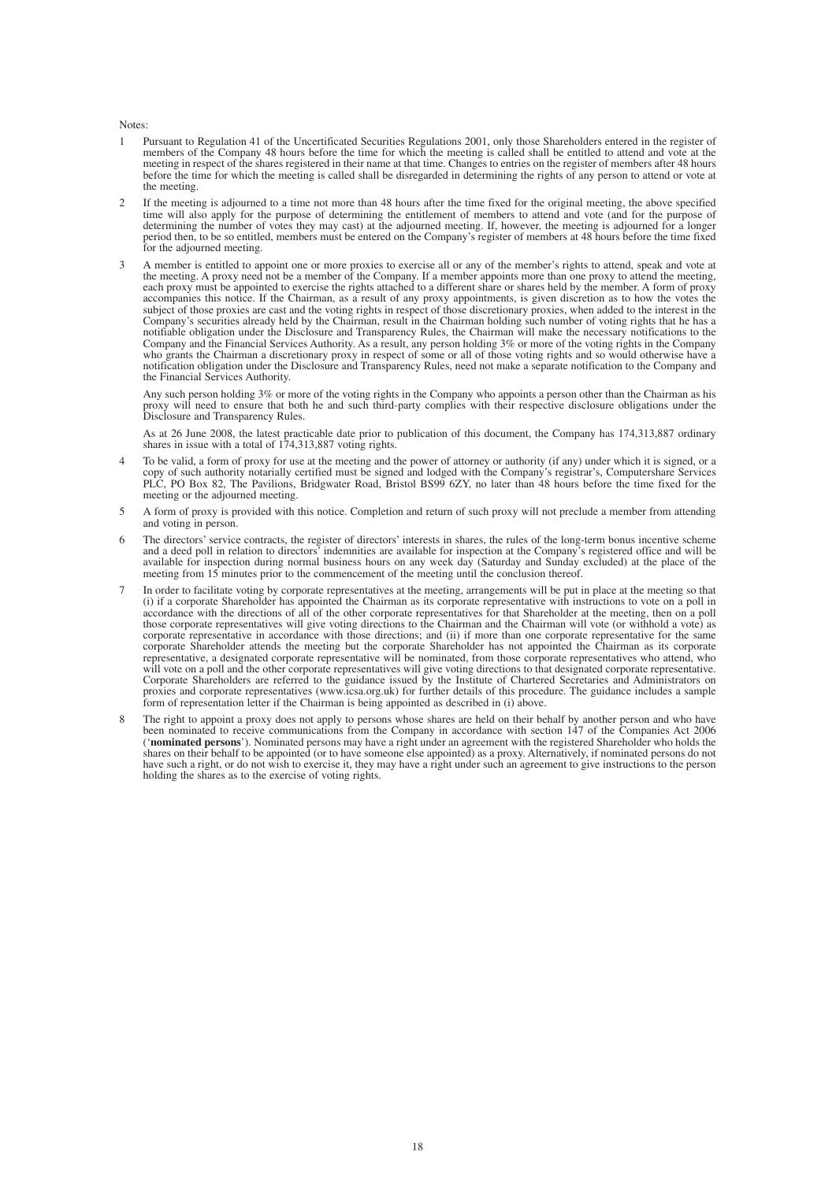Notes:

1. Pursuant to Regulation 41 of the Uncertificated Securities Regulations 2001, only those Shareholders entered in the register of members of the Company 48 hours before the time for which the meeting is called shall be entitled to attend and vote at the meeting in respect of the shares registered in their name at that time. Changes to entries on the register of members after 48 hours before the time for which the meeting is called shall be disregarded in determining the rights of any person to attend or vote at the meeting.

2. If the meeting is adjourned to a time not more than 48 hours after the time fixed for the original meeting, the above specified time will also apply for the purpose of determining the entitlement of members to attend and vote (and for the purpose of determining the number of votes they may cast) at the adjourned meeting. If, however, the meeting is adjourned for a longer period then, to be so entitled, members must be entered on the Company's register of members at 48 hours before the time fixed for the adjourned meeting.

3. A member is entitled to appoint one or more proxies to exercise all or any of the member's rights to attend, speak and vote at the meeting. A proxy need not be a member of the Company. If a member appoints more than one proxy to attend the meeting, each proxy must be appointed to exercise the rights attached to a different share or shares held by the member. A form of proxy accompanies this notice. If the Chairman, as a result of any proxy appointments, is given discretion as to how the votes the subject of those proxies are cast and the voting rights in respect of those discretionary proxies, when added to the interest in the Company's securities already held by the Chairman, result in the Chairman holding such number of voting rights that he has a notifiable obligation under the Disclosure and Transparency Rules, the Chairman will make the necessary notifications to the Company and the Financial Services Authority. As a result, any person holding 3% or more of the voting rights in the Company who grants the Chairman a discretionary proxy in respect of some or all of those voting rights and so would otherwise have a notification obligation under the Disclosure and Transparency Rules, need not make a separate notification to the Company and the Financial Services Authority.

   Any such person holding 3% or more of the voting rights in the Company who appoints a person other than the Chairman as his proxy will need to ensure that both he and such third-party complies with their respective disclosure obligations under the Disclosure and Transparency Rules.

   As at 26 June 2008, the latest practicable date prior to publication of this document, the Company has 174,313,887 ordinary shares in issue with a total of 174,313,887 voting rights.

4. To be valid, a form of proxy for use at the meeting and the power of attorney or authority (if any) under which it is signed, or a copy of such authority notarially certified must be signed and lodged with the Company's registrar's, Computershare Services PLC, PO Box 82, The Pavilions, Bridgwater Road, Bristol BS99 6ZY, no later than 48 hours before the time fixed for the meeting or the adjourned meeting.

5. A form of proxy is provided with this notice. Completion and return of such proxy will not preclude a member from attending and voting in person.

6. The directors' service contracts, the register of directors' interests in shares, the rules of the long-term bonus incentive scheme and a deed poll in relation to directors' indemnities are available for inspection at the Company's registered office and will be available for inspection during normal business hours on any week day (Saturday and Sunday excluded) at the place of the meeting from 15 minutes prior to the commencement of the meeting until the conclusion thereof.

7. In order to facilitate voting by corporate representatives at the meeting, arrangements will be put in place at the meeting so that (i) if a corporate Shareholder has appointed the Chairman as its corporate representative with instructions to vote on a poll in accordance with the directions of all of the other corporate representatives for that Shareholder at the meeting, then on a poll those corporate representatives will give voting directions to the Chairman and the Chairman will vote (or withhold a vote) as corporate representative in accordance with those directions; and (ii) if more than one corporate representative for the same corporate Shareholder attends the meeting but the corporate Shareholder has not appointed the Chairman as its corporate representative, a designated corporate representative will be nominated, from those corporate representatives who attend, who will vote on a poll and the other corporate representatives will give voting directions to that designated corporate representative. Corporate Shareholders are referred to the guidance issued by the Institute of Chartered Secretaries and Administrators on proxies and corporate representatives (www.icsa.org.uk) for further details of this procedure. The guidance includes a sample form of representation letter if the Chairman is being appointed as described in (i) above.

8. The right to appoint a proxy does not apply to persons whose shares are held on their behalf by another person and who have been nominated to receive communications from the Company in accordance with section 147 of the Companies Act 2006 ('**nominated persons**'). Nominated persons may have a right under an agreement with the registered Shareholder who holds the shares on their behalf to be appointed (or to have someone else appointed) as a proxy. Alternatively, if nominated persons do not have such a right, or do not wish to exercise it, they may have a right under such an agreement to give instructions to the person holding the shares as to the exercise of voting rights.